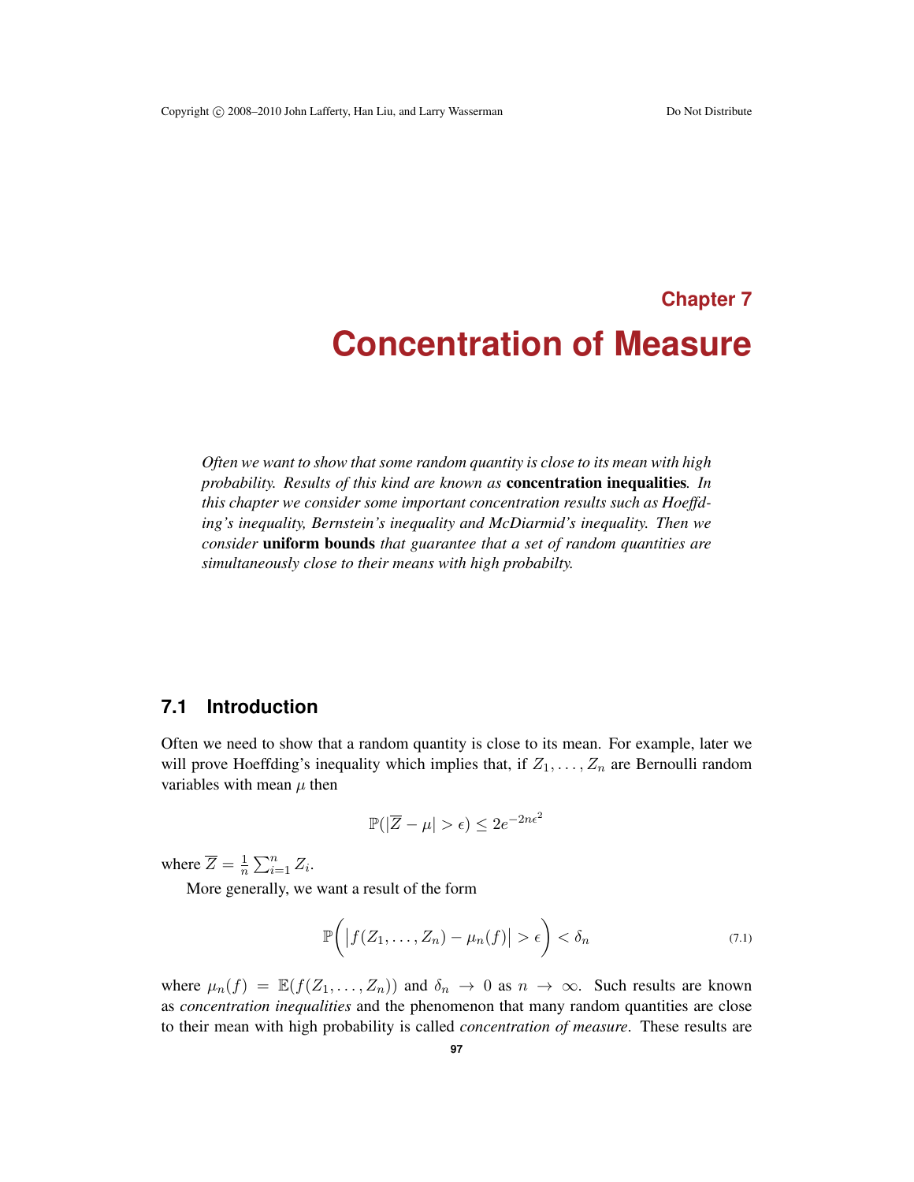# Chapter 7

# Concentration of Measure

*Often we want to show that some random quantity is close to its mean with high probability. Results of this kind are known as* **concentration inequalities***. In this chapter we consider some important concentration results such as Hoeffding's inequality, Bernstein's inequality and McDiarmid's inequality. Then we consider* **uniform bounds** *that guarantee that a set of random quantities are simultaneously close to their means with high probabilty.*

## 7.1 Introduction

Often we need to show that a random quantity is close to its mean. For example, later we will prove Hoeffding's inequality which implies that, if $Z_1, \ldots, Z_n$ are Bernoulli random variables with mean $\mu$ then

$$\mathbb{P}(|\overline{Z} - \mu| > \epsilon) \leq 2e^{-2n\epsilon^2}$$

where $\overline{Z} = \frac{1}{n}\sum_{i=1}^n Z_i$.

More generally, we want a result of the form

$$\mathbb{P}\left(\left|f(Z_1, \ldots, Z_n) - \mu_n(f)\right| > \epsilon\right) < \delta_n \tag{7.1}$$

where $\mu_n(f) = \mathbb{E}(f(Z_1, \ldots, Z_n))$ and $\delta_n \to 0$ as $n \to \infty$. Such results are known as *concentration inequalities* and the phenomenon that many random quantities are close to their mean with high probability is called *concentration of measure*. These results are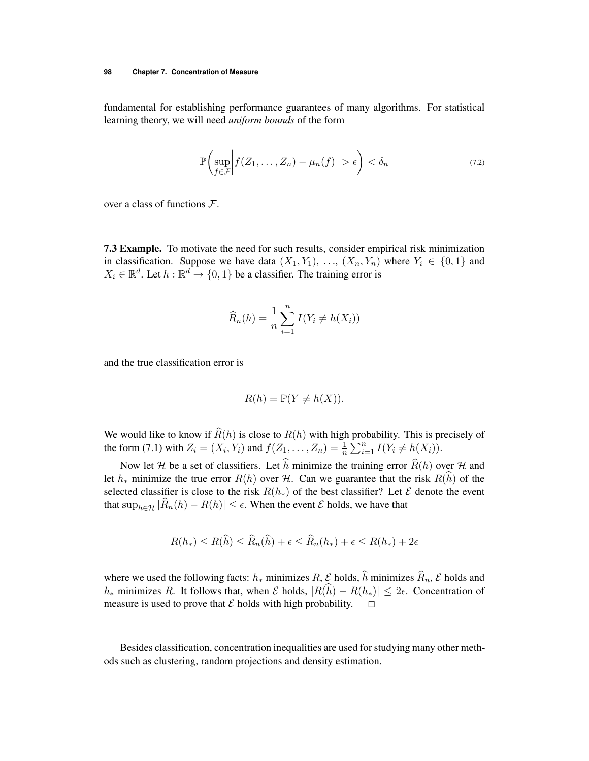fundamental for establishing performance guarantees of many algorithms. For statistical learning theory, we will need *uniform bounds* of the form

$$\mathbb{P}\left(\sup_{f \in \mathcal{F}} \left| f(Z_1, \ldots, Z_n) - \mu_n(f) \right| > \epsilon \right) < \delta_n \tag{7.2}$$

over a class of functions $\mathcal{F}$.

**7.3 Example.** To motivate the need for such results, consider empirical risk minimization in classification. Suppose we have data $(X_1, Y_1), \ldots, (X_n, Y_n)$ where $Y_i \in \{0, 1\}$ and $X_i \in \mathbb{R}^d$. Let $h : \mathbb{R}^d \to \{0, 1\}$ be a classifier. The training error is

$$\widehat{R}_n(h) = \frac{1}{n} \sum_{i=1}^{n} I(Y_i \neq h(X_i))$$

and the true classification error is

$$R(h) = \mathbb{P}(Y \neq h(X)).$$

We would like to know if $\widehat{R}(h)$ is close to $R(h)$ with high probability. This is precisely of the form (7.1) with $Z_i = (X_i, Y_i)$ and $f(Z_1, \ldots, Z_n) = \frac{1}{n} \sum_{i=1}^{n} I(Y_i \neq h(X_i))$.

Now let $\mathcal{H}$ be a set of classifiers. Let $\widehat{h}$ minimize the training error $\widehat{R}(h)$ over $\mathcal{H}$ and let $h_*$ minimize the true error $R(h)$ over $\mathcal{H}$. Can we guarantee that the risk $R(\widehat{h})$ of the selected classifier is close to the risk $R(h_*)$ of the best classifier? Let $\mathcal{E}$ denote the event that $\sup_{h \in \mathcal{H}} |\widehat{R}_n(h) - R(h)| \leq \epsilon$. When the event $\mathcal{E}$ holds, we have that

$$R(h_*) \leq R(\widehat{h}) \leq \widehat{R}_n(\widehat{h}) + \epsilon \leq \widehat{R}_n(h_*) + \epsilon \leq R(h_*) + 2\epsilon$$

where we used the following facts: $h_*$ minimizes $R$, $\mathcal{E}$ holds, $\widehat{h}$ minimizes $\widehat{R}_n$, $\mathcal{E}$ holds and $h_*$ minimizes $R$. It follows that, when $\mathcal{E}$ holds, $|R(\widehat{h}) - R(h_*)| \leq 2\epsilon$. Concentration of measure is used to prove that $\mathcal{E}$ holds with high probability. □

Besides classification, concentration inequalities are used for studying many other methods such as clustering, random projections and density estimation.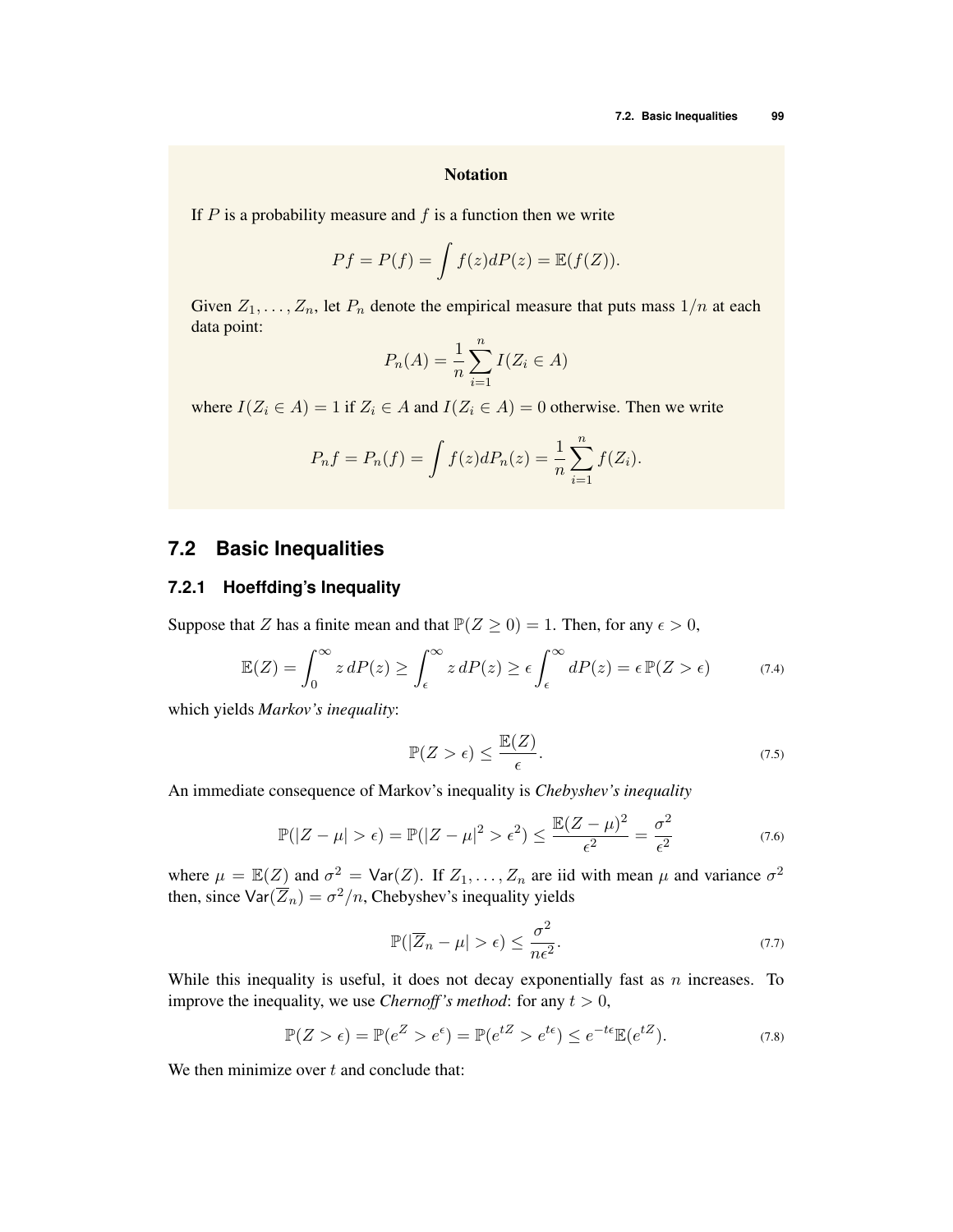**Notation**

If $P$ is a probability measure and $f$ is a function then we write

$$Pf = P(f) = \int f(z)dP(z) = \mathbb{E}(f(Z)).$$

Given $Z_1, \ldots, Z_n$, let $P_n$ denote the empirical measure that puts mass $1/n$ at each data point:

$$P_n(A) = \frac{1}{n}\sum_{i=1}^{n} I(Z_i \in A)$$

where $I(Z_i \in A) = 1$ if $Z_i \in A$ and $I(Z_i \in A) = 0$ otherwise. Then we write

$$P_n f = P_n(f) = \int f(z)dP_n(z) = \frac{1}{n}\sum_{i=1}^{n} f(Z_i).$$

## 7.2 Basic Inequalities

### 7.2.1 Hoeffding's Inequality

Suppose that $Z$ has a finite mean and that $\mathbb{P}(Z \geq 0) = 1$. Then, for any $\epsilon > 0$,

$$\mathbb{E}(Z) = \int_0^\infty z\, dP(z) \geq \int_\epsilon^\infty z\, dP(z) \geq \epsilon \int_\epsilon^\infty dP(z) = \epsilon\, \mathbb{P}(Z > \epsilon) \tag{7.4}$$

which yields *Markov's inequality*:

$$\mathbb{P}(Z > \epsilon) \leq \frac{\mathbb{E}(Z)}{\epsilon}. \tag{7.5}$$

An immediate consequence of Markov's inequality is *Chebyshev's inequality*

$$\mathbb{P}(|Z - \mu| > \epsilon) = \mathbb{P}(|Z - \mu|^2 > \epsilon^2) \leq \frac{\mathbb{E}(Z-\mu)^2}{\epsilon^2} = \frac{\sigma^2}{\epsilon^2} \tag{7.6}$$

where $\mu = \mathbb{E}(Z)$ and $\sigma^2 = \mathsf{Var}(Z)$. If $Z_1, \ldots, Z_n$ are iid with mean $\mu$ and variance $\sigma^2$ then, since $\mathsf{Var}(\overline{Z}_n) = \sigma^2/n$, Chebyshev's inequality yields

$$\mathbb{P}(|\overline{Z}_n - \mu| > \epsilon) \leq \frac{\sigma^2}{n\epsilon^2}. \tag{7.7}$$

While this inequality is useful, it does not decay exponentially fast as $n$ increases. To improve the inequality, we use *Chernoff's method*: for any $t > 0$,

$$\mathbb{P}(Z > \epsilon) = \mathbb{P}(e^Z > e^\epsilon) = \mathbb{P}(e^{tZ} > e^{t\epsilon}) \leq e^{-t\epsilon}\mathbb{E}(e^{tZ}). \tag{7.8}$$

We then minimize over $t$ and conclude that: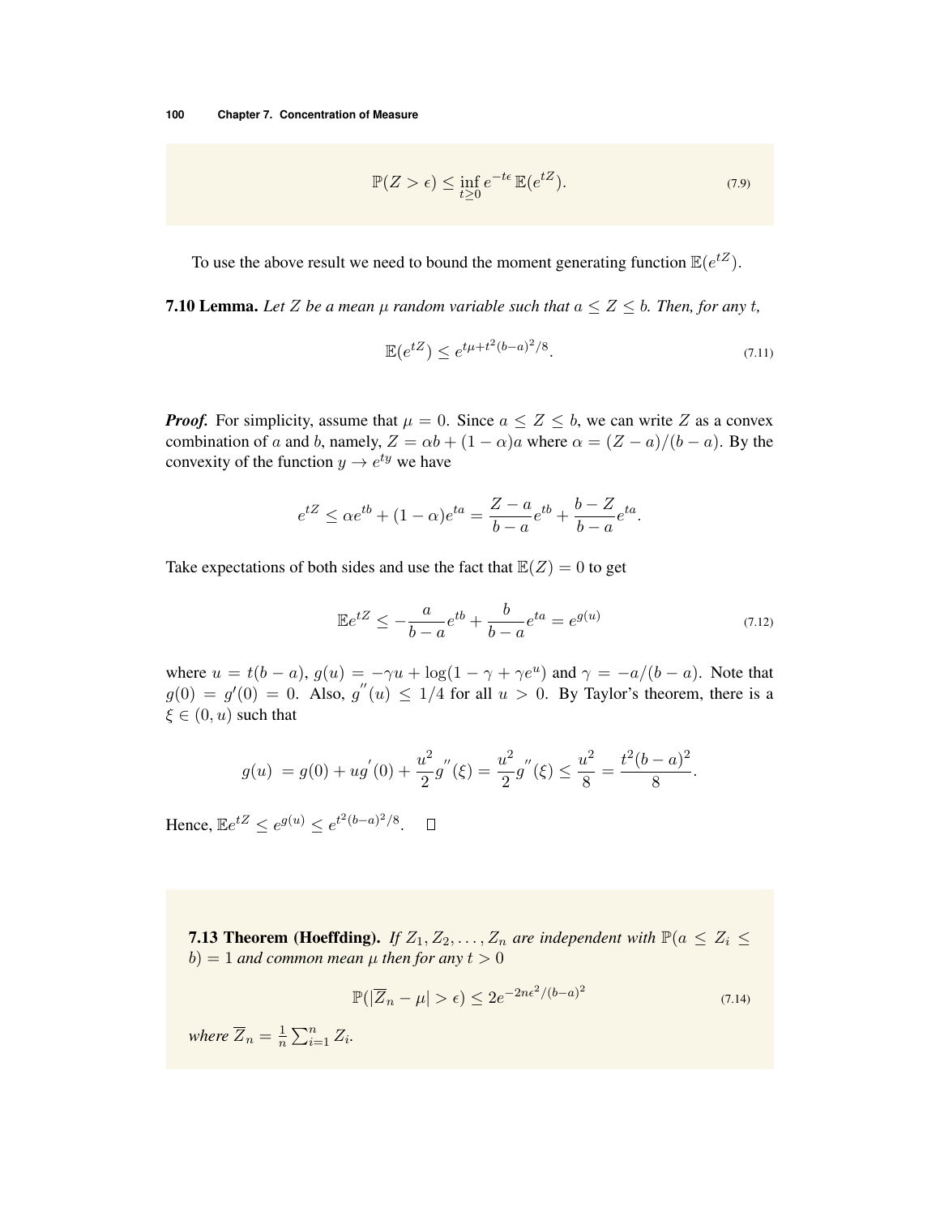$$\mathbb{P}(Z > \epsilon) \leq \inf_{t \geq 0} e^{-t\epsilon}\, \mathbb{E}(e^{tZ}). \tag{7.9}$$

To use the above result we need to bound the moment generating function $\mathbb{E}(e^{tZ})$.

**7.10 Lemma.** *Let $Z$ be a mean $\mu$ random variable such that $a \leq Z \leq b$. Then, for any $t$,*

$$\mathbb{E}(e^{tZ}) \leq e^{t\mu + t^2(b-a)^2/8}. \tag{7.11}$$

***Proof.*** For simplicity, assume that $\mu = 0$. Since $a \leq Z \leq b$, we can write $Z$ as a convex combination of $a$ and $b$, namely, $Z = \alpha b + (1-\alpha)a$ where $\alpha = (Z-a)/(b-a)$. By the convexity of the function $y \to e^{ty}$ we have

$$e^{tZ} \leq \alpha e^{tb} + (1-\alpha)e^{ta} = \frac{Z-a}{b-a}e^{tb} + \frac{b-Z}{b-a}e^{ta}.$$

Take expectations of both sides and use the fact that $\mathbb{E}(Z) = 0$ to get

$$\mathbb{E}e^{tZ} \leq -\frac{a}{b-a}e^{tb} + \frac{b}{b-a}e^{ta} = e^{g(u)} \tag{7.12}$$

where $u = t(b-a)$, $g(u) = -\gamma u + \log(1 - \gamma + \gamma e^u)$ and $\gamma = -a/(b-a)$. Note that $g(0) = g'(0) = 0$. Also, $g''(u) \leq 1/4$ for all $u > 0$. By Taylor's theorem, there is a $\xi \in (0, u)$ such that

$$g(u) = g(0) + ug'(0) + \frac{u^2}{2}g''(\xi) = \frac{u^2}{2}g''(\xi) \leq \frac{u^2}{8} = \frac{t^2(b-a)^2}{8}.$$

Hence, $\mathbb{E}e^{tZ} \leq e^{g(u)} \leq e^{t^2(b-a)^2/8}$. $\square$

**7.13 Theorem (Hoeffding).** *If $Z_1, Z_2, \ldots, Z_n$ are independent with $\mathbb{P}(a \leq Z_i \leq b) = 1$ and common mean $\mu$ then for any $t > 0$*

$$\mathbb{P}(|\overline{Z}_n - \mu| > \epsilon) \leq 2e^{-2n\epsilon^2/(b-a)^2} \tag{7.14}$$

*where $\overline{Z}_n = \frac{1}{n}\sum_{i=1}^n Z_i$.*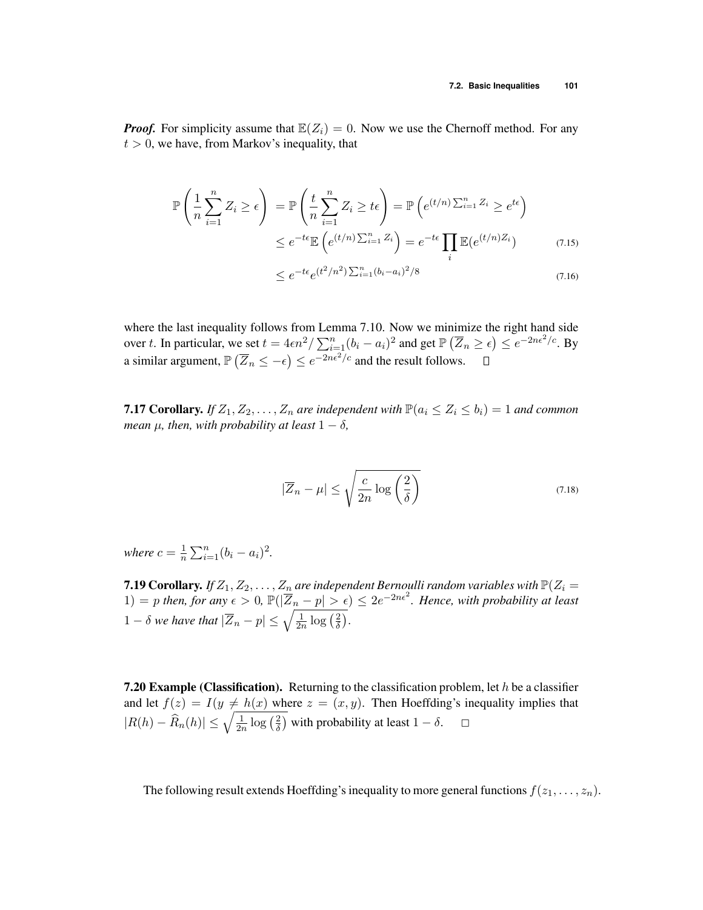***Proof.*** For simplicity assume that $\mathbb{E}(Z_i) = 0$. Now we use the Chernoff method. For any $t > 0$, we have, from Markov's inequality, that

$$\begin{aligned}
\mathbb{P}\left(\frac{1}{n}\sum_{i=1}^n Z_i \geq \epsilon\right) &= \mathbb{P}\left(\frac{t}{n}\sum_{i=1}^n Z_i \geq t\epsilon\right) = \mathbb{P}\left(e^{(t/n)\sum_{i=1}^n Z_i} \geq e^{t\epsilon}\right) \\
&\leq e^{-t\epsilon}\mathbb{E}\left(e^{(t/n)\sum_{i=1}^n Z_i}\right) = e^{-t\epsilon}\prod_i \mathbb{E}(e^{(t/n)Z_i}) \qquad (7.15)\\
&\leq e^{-t\epsilon}e^{(t^2/n^2)\sum_{i=1}^n (b_i - a_i)^2/8} \qquad (7.16)
\end{aligned}$$

where the last inequality follows from Lemma 7.10. Now we minimize the right hand side over $t$. In particular, we set $t = 4\epsilon n^2/\sum_{i=1}^n (b_i - a_i)^2$ and get $\mathbb{P}\left(\overline{Z}_n \geq \epsilon\right) \leq e^{-2n\epsilon^2/c}$. By a similar argument, $\mathbb{P}\left(\overline{Z}_n \leq -\epsilon\right) \leq e^{-2n\epsilon^2/c}$ and the result follows. □

**7.17 Corollary.** *If $Z_1, Z_2, \ldots, Z_n$ are independent with $\mathbb{P}(a_i \leq Z_i \leq b_i) = 1$ and common mean $\mu$, then, with probability at least $1 - \delta$,*

$$|\overline{Z}_n - \mu| \leq \sqrt{\frac{c}{2n}\log\left(\frac{2}{\delta}\right)} \qquad (7.18)$$

*where $c = \frac{1}{n}\sum_{i=1}^n (b_i - a_i)^2$.*

**7.19 Corollary.** *If $Z_1, Z_2, \ldots, Z_n$ are independent Bernoulli random variables with $\mathbb{P}(Z_i = 1) = p$ then, for any $\epsilon > 0$, $\mathbb{P}(|\overline{Z}_n - p| > \epsilon) \leq 2e^{-2n\epsilon^2}$. Hence, with probability at least $1 - \delta$ we have that $|\overline{Z}_n - p| \leq \sqrt{\frac{1}{2n}\log\left(\frac{2}{\delta}\right)}$.*

**7.20 Example (Classification).** Returning to the classification problem, let $h$ be a classifier and let $f(z) = I(y \neq h(x))$ where $z = (x, y)$. Then Hoeffding's inequality implies that $|R(h) - \widehat{R}_n(h)| \leq \sqrt{\frac{1}{2n}\log\left(\frac{2}{\delta}\right)}$ with probability at least $1 - \delta$. □

The following result extends Hoeffding's inequality to more general functions $f(z_1, \ldots, z_n)$.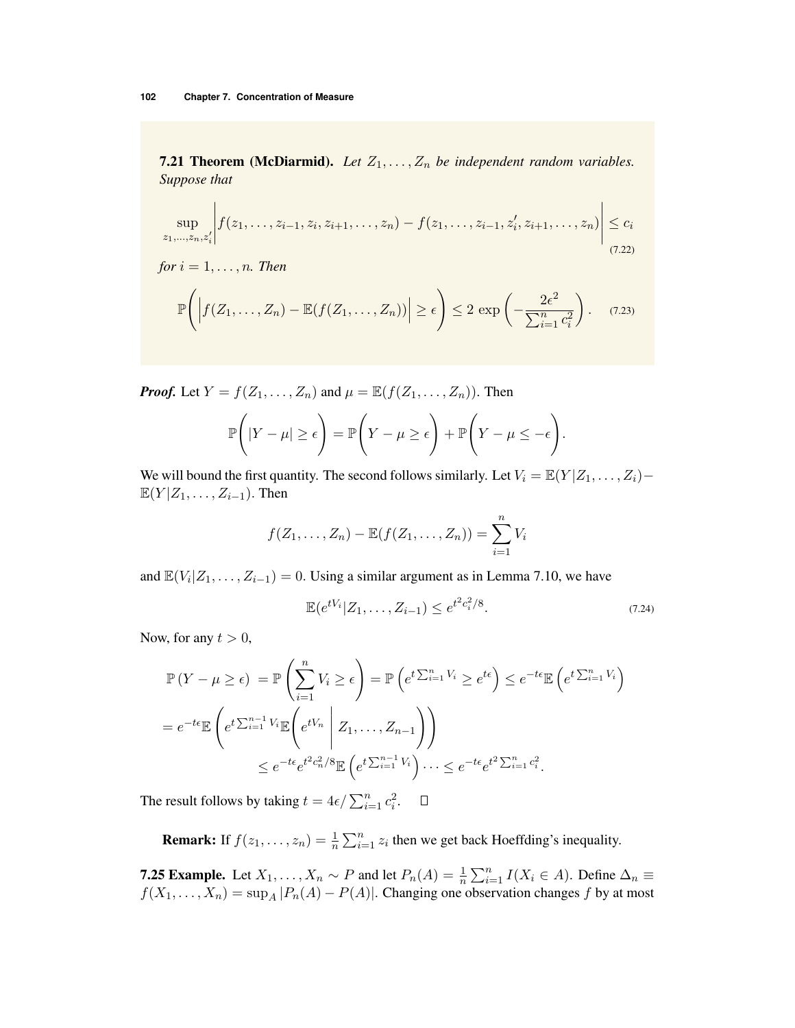**7.21 Theorem (McDiarmid).** *Let $Z_1, \ldots, Z_n$ be independent random variables. Suppose that*

$$\sup_{z_1,\ldots,z_n,z_i'} \left| f(z_1, \ldots, z_{i-1}, z_i, z_{i+1}, \ldots, z_n) - f(z_1, \ldots, z_{i-1}, z_i', z_{i+1}, \ldots, z_n) \right| \leq c_i \tag{7.22}$$

*for $i = 1, \ldots, n$. Then*

$$\mathbb{P}\left( \left| f(Z_1, \ldots, Z_n) - \mathbb{E}(f(Z_1, \ldots, Z_n)) \right| \geq \epsilon \right) \leq 2 \exp\left( -\frac{2\epsilon^2}{\sum_{i=1}^n c_i^2} \right). \tag{7.23}$$

***Proof.*** Let $Y = f(Z_1, \ldots, Z_n)$ and $\mu = \mathbb{E}(f(Z_1, \ldots, Z_n))$. Then

$$\mathbb{P}\left( |Y - \mu| \geq \epsilon \right) = \mathbb{P}\left( Y - \mu \geq \epsilon \right) + \mathbb{P}\left( Y - \mu \leq -\epsilon \right).$$

We will bound the first quantity. The second follows similarly. Let $V_i = \mathbb{E}(Y|Z_1, \ldots, Z_i) - \mathbb{E}(Y|Z_1, \ldots, Z_{i-1})$. Then

$$f(Z_1, \ldots, Z_n) - \mathbb{E}(f(Z_1, \ldots, Z_n)) = \sum_{i=1}^n V_i$$

and $\mathbb{E}(V_i|Z_1, \ldots, Z_{i-1}) = 0$. Using a similar argument as in Lemma 7.10, we have

$$\mathbb{E}(e^{tV_i}|Z_1, \ldots, Z_{i-1}) \leq e^{t^2 c_i^2/8}. \tag{7.24}$$

Now, for any $t > 0$,

$$\begin{aligned}
\mathbb{P}\left(Y - \mu \geq \epsilon\right) &= \mathbb{P}\left( \sum_{i=1}^n V_i \geq \epsilon \right) = \mathbb{P}\left( e^{t \sum_{i=1}^n V_i} \geq e^{t\epsilon} \right) \leq e^{-t\epsilon} \mathbb{E}\left( e^{t \sum_{i=1}^n V_i} \right) \\
&= e^{-t\epsilon} \mathbb{E}\left( e^{t \sum_{i=1}^{n-1} V_i} \mathbb{E}\left( e^{tV_n} \,\middle|\, Z_1, \ldots, Z_{n-1} \right) \right) \\
&\leq e^{-t\epsilon} e^{t^2 c_n^2/8} \mathbb{E}\left( e^{t \sum_{i=1}^{n-1} V_i} \right) \cdots \leq e^{-t\epsilon} e^{t^2 \sum_{i=1}^n c_i^2}.
\end{aligned}$$

The result follows by taking $t = 4\epsilon / \sum_{i=1}^n c_i^2$. □

**Remark:** If $f(z_1, \ldots, z_n) = \frac{1}{n} \sum_{i=1}^n z_i$ then we get back Hoeffding's inequality.

**7.25 Example.** Let $X_1, \ldots, X_n \sim P$ and let $P_n(A) = \frac{1}{n} \sum_{i=1}^n I(X_i \in A)$. Define $\Delta_n \equiv f(X_1, \ldots, X_n) = \sup_A |P_n(A) - P(A)|$. Changing one observation changes $f$ by at most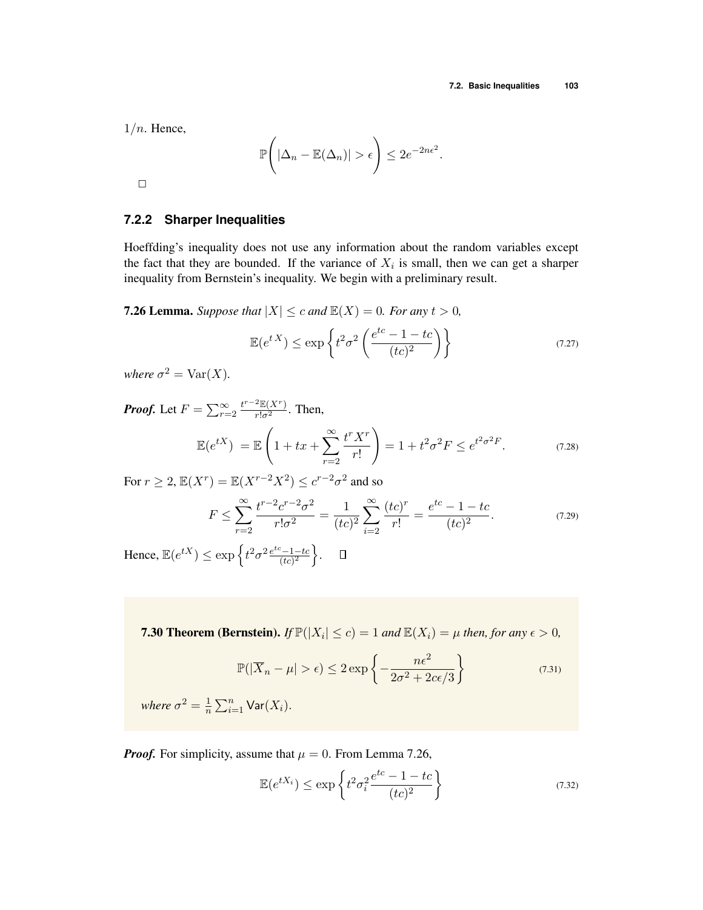$1/n$. Hence,

$$\mathbb{P}\left( |\Delta_n - \mathbb{E}(\Delta_n)| > \epsilon \right) \leq 2e^{-2n\epsilon^2}.$$

□

### 7.2.2 Sharper Inequalities

Hoeffding's inequality does not use any information about the random variables except the fact that they are bounded. If the variance of $X_i$ is small, then we can get a sharper inequality from Bernstein's inequality. We begin with a preliminary result.

**7.26 Lemma.** *Suppose that $|X| \leq c$ and $\mathbb{E}(X) = 0$. For any $t > 0$,*

$$\mathbb{E}(e^{tX}) \leq \exp\left\{ t^2\sigma^2 \left( \frac{e^{tc} - 1 - tc}{(tc)^2} \right) \right\} \tag{7.27}$$

*where $\sigma^2 = \text{Var}(X)$.*

***Proof.*** Let $F = \sum_{r=2}^{\infty} \frac{t^{r-2}\mathbb{E}(X^r)}{r!\sigma^2}$. Then,

$$\mathbb{E}(e^{tX}) = \mathbb{E}\left( 1 + tx + \sum_{r=2}^{\infty} \frac{t^r X^r}{r!} \right) = 1 + t^2\sigma^2 F \leq e^{t^2\sigma^2 F}. \tag{7.28}$$

For $r \geq 2$, $\mathbb{E}(X^r) = \mathbb{E}(X^{r-2}X^2) \leq c^{r-2}\sigma^2$ and so

$$F \leq \sum_{r=2}^{\infty} \frac{t^{r-2}c^{r-2}\sigma^2}{r!\sigma^2} = \frac{1}{(tc)^2} \sum_{i=2}^{\infty} \frac{(tc)^r}{r!} = \frac{e^{tc} - 1 - tc}{(tc)^2}. \tag{7.29}$$

Hence, $\mathbb{E}(e^{tX}) \leq \exp\left\{ t^2\sigma^2 \frac{e^{tc}-1-tc}{(tc)^2} \right\}$. □

**7.30 Theorem (Bernstein).** *If $\mathbb{P}(|X_i| \leq c) = 1$ and $\mathbb{E}(X_i) = \mu$ then, for any $\epsilon > 0$,*

$$\mathbb{P}(|\overline{X}_n - \mu| > \epsilon) \leq 2\exp\left\{ -\frac{n\epsilon^2}{2\sigma^2 + 2c\epsilon/3} \right\} \tag{7.31}$$

*where $\sigma^2 = \frac{1}{n}\sum_{i=1}^{n} \mathsf{Var}(X_i)$.*

***Proof.*** For simplicity, assume that $\mu = 0$. From Lemma 7.26,

$$\mathbb{E}(e^{tX_i}) \leq \exp\left\{ t^2\sigma_i^2 \frac{e^{tc} - 1 - tc}{(tc)^2} \right\} \tag{7.32}$$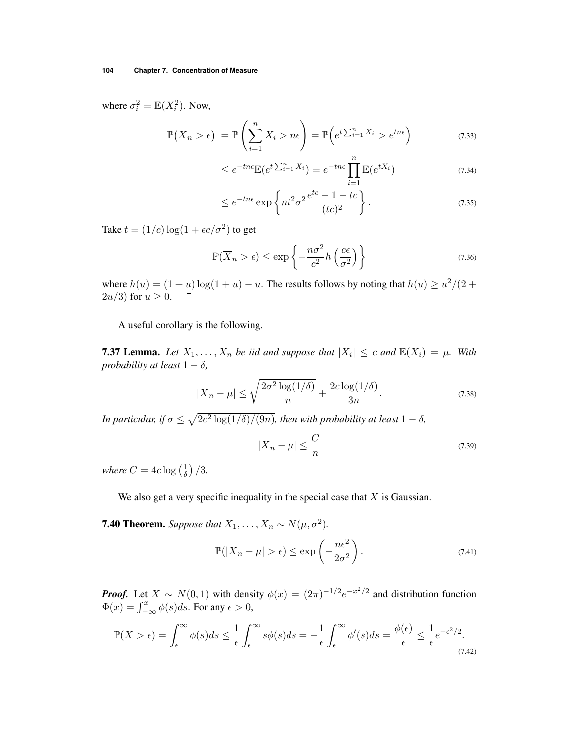where $\sigma_i^2 = \mathbb{E}(X_i^2)$. Now,

$$\mathbb{P}\big(\overline{X}_n > \epsilon\big) = \mathbb{P}\left(\sum_{i=1}^n X_i > n\epsilon\right) = \mathbb{P}\Big(e^{t\sum_{i=1}^n X_i} > e^{tn\epsilon}\Big) \tag{7.33}$$

$$\leq e^{-tn\epsilon}\mathbb{E}(e^{t\sum_{i=1}^n X_i}) = e^{-tn\epsilon}\prod_{i=1}^n \mathbb{E}(e^{tX_i}) \tag{7.34}$$

$$\leq e^{-tn\epsilon}\exp\left\{nt^2\sigma^2\frac{e^{tc}-1-tc}{(tc)^2}\right\}. \tag{7.35}$$

Take $t = (1/c)\log(1+\epsilon c/\sigma^2)$ to get

$$\mathbb{P}(\overline{X}_n > \epsilon) \leq \exp\left\{-\frac{n\sigma^2}{c^2}h\left(\frac{c\epsilon}{\sigma^2}\right)\right\} \tag{7.36}$$

where $h(u) = (1+u)\log(1+u) - u$. The results follows by noting that $h(u) \geq u^2/(2+2u/3)$ for $u \geq 0$. □

A useful corollary is the following.

**7.37 Lemma.** *Let $X_1, \ldots, X_n$ be iid and suppose that $|X_i| \leq c$ and $\mathbb{E}(X_i) = \mu$. With probability at least $1-\delta$,*

$$|\overline{X}_n - \mu| \leq \sqrt{\frac{2\sigma^2\log(1/\delta)}{n}} + \frac{2c\log(1/\delta)}{3n}. \tag{7.38}$$

*In particular, if $\sigma \leq \sqrt{2c^2\log(1/\delta)/(9n)}$, then with probability at least $1-\delta$,*

$$|\overline{X}_n - \mu| \leq \frac{C}{n} \tag{7.39}$$

*where $C = 4c\log\left(\frac{1}{\delta}\right)/3$.*

We also get a very specific inequality in the special case that $X$ is Gaussian.

**7.40 Theorem.** *Suppose that $X_1, \ldots, X_n \sim N(\mu, \sigma^2)$.*

$$\mathbb{P}(|\overline{X}_n - \mu| > \epsilon) \leq \exp\left(-\frac{n\epsilon^2}{2\sigma^2}\right). \tag{7.41}$$

***Proof.*** Let $X \sim N(0,1)$ with density $\phi(x) = (2\pi)^{-1/2}e^{-x^2/2}$ and distribution function $\Phi(x) = \int_{-\infty}^x \phi(s)ds$. For any $\epsilon > 0$,

$$\mathbb{P}(X > \epsilon) = \int_\epsilon^\infty \phi(s)ds \leq \frac{1}{\epsilon}\int_\epsilon^\infty s\phi(s)ds = -\frac{1}{\epsilon}\int_\epsilon^\infty \phi'(s)ds = \frac{\phi(\epsilon)}{\epsilon} \leq \frac{1}{\epsilon}e^{-\epsilon^2/2}. \tag{7.42}$$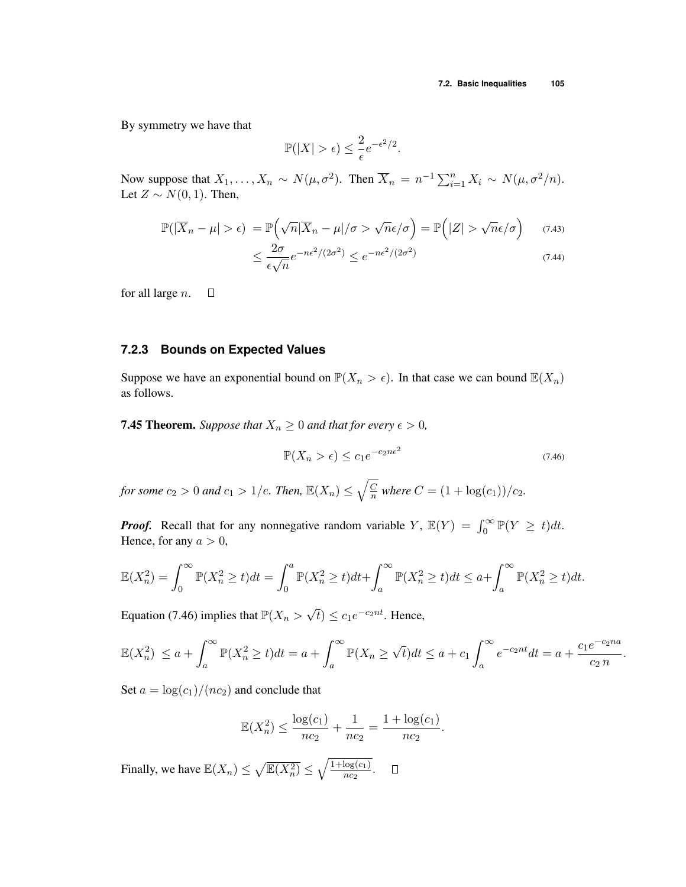By symmetry we have that

$$\mathbb{P}(|X| > \epsilon) \leq \frac{2}{\epsilon} e^{-\epsilon^2/2}.$$

Now suppose that $X_1, \ldots, X_n \sim N(\mu, \sigma^2)$. Then $\overline{X}_n = n^{-1} \sum_{i=1}^n X_i \sim N(\mu, \sigma^2/n)$. Let $Z \sim N(0, 1)$. Then,

$$\mathbb{P}(|\overline{X}_n - \mu| > \epsilon) = \mathbb{P}\Big(\sqrt{n}|\overline{X}_n - \mu|/\sigma > \sqrt{n}\epsilon/\sigma\Big) = \mathbb{P}\Big(|Z| > \sqrt{n}\epsilon/\sigma\Big) \tag{7.43}$$

$$\leq \frac{2\sigma}{\epsilon\sqrt{n}} e^{-n\epsilon^2/(2\sigma^2)} \leq e^{-n\epsilon^2/(2\sigma^2)} \tag{7.44}$$

for all large $n$. □

### 7.2.3 Bounds on Expected Values

Suppose we have an exponential bound on $\mathbb{P}(X_n > \epsilon)$. In that case we can bound $\mathbb{E}(X_n)$ as follows.

**7.45 Theorem.** *Suppose that $X_n \geq 0$ and that for every $\epsilon > 0$,*

$$\mathbb{P}(X_n > \epsilon) \leq c_1 e^{-c_2 n \epsilon^2} \tag{7.46}$$

*for some $c_2 > 0$ and $c_1 > 1/e$. Then, $\mathbb{E}(X_n) \leq \sqrt{\frac{C}{n}}$ where $C = (1 + \log(c_1))/c_2$.*

***Proof.*** Recall that for any nonnegative random variable $Y$, $\mathbb{E}(Y) = \int_0^\infty \mathbb{P}(Y \geq t) dt$. Hence, for any $a > 0$,

$$\mathbb{E}(X_n^2) = \int_0^\infty \mathbb{P}(X_n^2 \geq t) dt = \int_0^a \mathbb{P}(X_n^2 \geq t) dt + \int_a^\infty \mathbb{P}(X_n^2 \geq t) dt \leq a + \int_a^\infty \mathbb{P}(X_n^2 \geq t) dt.$$

Equation (7.46) implies that $\mathbb{P}(X_n > \sqrt{t}) \leq c_1 e^{-c_2 n t}$. Hence,

$$\mathbb{E}(X_n^2) \leq a + \int_a^\infty \mathbb{P}(X_n^2 \geq t) dt = a + \int_a^\infty \mathbb{P}(X_n \geq \sqrt{t}) dt \leq a + c_1 \int_a^\infty e^{-c_2 n t} dt = a + \frac{c_1 e^{-c_2 n a}}{c_2 \, n}.$$

Set $a = \log(c_1)/(n c_2)$ and conclude that

$$\mathbb{E}(X_n^2) \leq \frac{\log(c_1)}{n c_2} + \frac{1}{n c_2} = \frac{1 + \log(c_1)}{n c_2}.$$

Finally, we have $\mathbb{E}(X_n) \leq \sqrt{\mathbb{E}(X_n^2)} \leq \sqrt{\frac{1+\log(c_1)}{n c_2}}$. □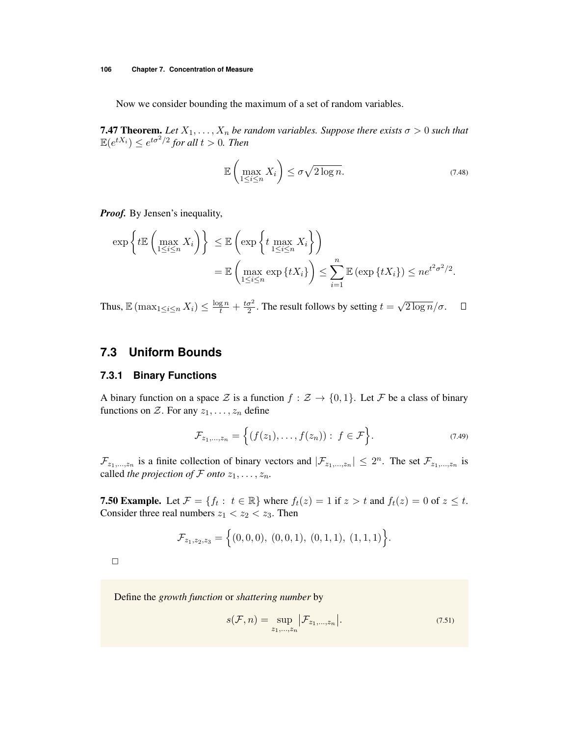Now we consider bounding the maximum of a set of random variables.

**7.47 Theorem.** *Let $X_1, \ldots, X_n$ be random variables. Suppose there exists $\sigma > 0$ such that $\mathbb{E}(e^{tX_i}) \le e^{t\sigma^2/2}$ for all $t > 0$. Then*

$$\mathbb{E}\left(\max_{1 \le i \le n} X_i\right) \le \sigma\sqrt{2\log n}. \tag{7.48}$$

***Proof.*** By Jensen's inequality,

$$\begin{aligned}
\exp\left\{t\mathbb{E}\left(\max_{1 \le i \le n} X_i\right)\right\} &\le \mathbb{E}\left(\exp\left\{t \max_{1 \le i \le n} X_i\right\}\right) \\
&= \mathbb{E}\left(\max_{1 \le i \le n} \exp\left\{tX_i\right\}\right) \le \sum_{i=1}^{n} \mathbb{E}\left(\exp\left\{tX_i\right\}\right) \le n e^{t^2\sigma^2/2}.
\end{aligned}$$

Thus, $\mathbb{E}\left(\max_{1 \le i \le n} X_i\right) \le \frac{\log n}{t} + \frac{t\sigma^2}{2}$. The result follows by setting $t = \sqrt{2\log n}/\sigma$. $\square$

## 7.3 Uniform Bounds

### 7.3.1 Binary Functions

A binary function on a space $\mathcal{Z}$ is a function $f : \mathcal{Z} \to \{0, 1\}$. Let $\mathcal{F}$ be a class of binary functions on $\mathcal{Z}$. For any $z_1, \ldots, z_n$ define

$$\mathcal{F}_{z_1,\ldots,z_n} = \Big\{(f(z_1), \ldots, f(z_n)) : \ f \in \mathcal{F}\Big\}. \tag{7.49}$$

$\mathcal{F}_{z_1,\ldots,z_n}$ is a finite collection of binary vectors and $|\mathcal{F}_{z_1,\ldots,z_n}| \le 2^n$. The set $\mathcal{F}_{z_1,\ldots,z_n}$ is called *the projection of $\mathcal{F}$ onto $z_1, \ldots, z_n$*.

**7.50 Example.** Let $\mathcal{F} = \{f_t : \ t \in \mathbb{R}\}$ where $f_t(z) = 1$ if $z > t$ and $f_t(z) = 0$ of $z \le t$. Consider three real numbers $z_1 < z_2 < z_3$. Then

$$\mathcal{F}_{z_1,z_2,z_3} = \Big\{(0,0,0),\ (0,0,1),\ (0,1,1),\ (1,1,1)\Big\}.$$

$\square$

Define the *growth function* or *shattering number* by

$$s(\mathcal{F}, n) = \sup_{z_1,\ldots,z_n} \left|\mathcal{F}_{z_1,\ldots,z_n}\right|. \tag{7.51}$$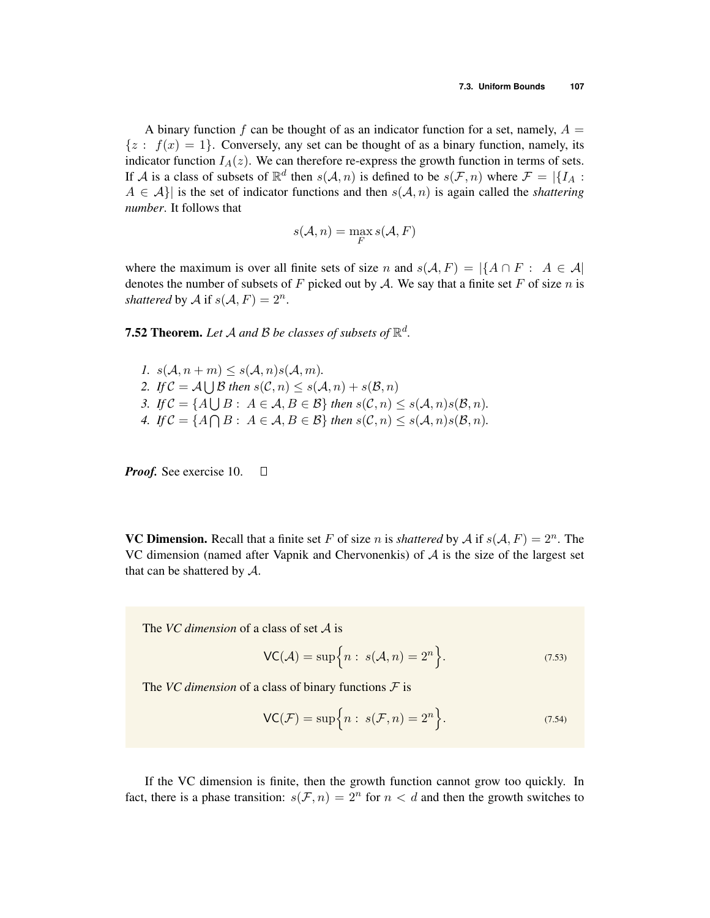A binary function $f$ can be thought of as an indicator function for a set, namely, $A = \{z: f(x) = 1\}$. Conversely, any set can be thought of as a binary function, namely, its indicator function $I_A(z)$. We can therefore re-express the growth function in terms of sets. If $\mathcal{A}$ is a class of subsets of $\mathbb{R}^d$ then $s(\mathcal{A}, n)$ is defined to be $s(\mathcal{F}, n)$ where $\mathcal{F} = |\{I_A : A \in \mathcal{A}\}|$ is the set of indicator functions and then $s(\mathcal{A}, n)$ is again called the *shattering number*. It follows that

$$s(\mathcal{A}, n) = \max_F s(\mathcal{A}, F)$$

where the maximum is over all finite sets of size $n$ and $s(\mathcal{A}, F) = |\{A \cap F : A \in \mathcal{A}|$ denotes the number of subsets of $F$ picked out by $\mathcal{A}$. We say that a finite set $F$ of size $n$ is *shattered* by $\mathcal{A}$ if $s(\mathcal{A}, F) = 2^n$.

**7.52 Theorem.** *Let $\mathcal{A}$ and $\mathcal{B}$ be classes of subsets of $\mathbb{R}^d$.*

1. $s(\mathcal{A}, n + m) \leq s(\mathcal{A}, n)s(\mathcal{A}, m)$.
2. *If* $\mathcal{C} = \mathcal{A} \bigcup \mathcal{B}$ *then* $s(\mathcal{C}, n) \leq s(\mathcal{A}, n) + s(\mathcal{B}, n)$
3. *If* $\mathcal{C} = \{A \bigcup B : A \in \mathcal{A}, B \in \mathcal{B}\}$ *then* $s(\mathcal{C}, n) \leq s(\mathcal{A}, n)s(\mathcal{B}, n)$.
4. *If* $\mathcal{C} = \{A \bigcap B : A \in \mathcal{A}, B \in \mathcal{B}\}$ *then* $s(\mathcal{C}, n) \leq s(\mathcal{A}, n)s(\mathcal{B}, n)$.

***Proof.*** See exercise 10. □

**VC Dimension.** Recall that a finite set $F$ of size $n$ is *shattered* by $\mathcal{A}$ if $s(\mathcal{A}, F) = 2^n$. The VC dimension (named after Vapnik and Chervonenkis) of $\mathcal{A}$ is the size of the largest set that can be shattered by $\mathcal{A}$.

The *VC dimension* of a class of set $\mathcal{A}$ is

$$\mathsf{VC}(\mathcal{A}) = \sup\Big\{n : s(\mathcal{A}, n) = 2^n\Big\}. \tag{7.53}$$

The *VC dimension* of a class of binary functions $\mathcal{F}$ is

$$\mathsf{VC}(\mathcal{F}) = \sup\Big\{n : s(\mathcal{F}, n) = 2^n\Big\}. \tag{7.54}$$

If the VC dimension is finite, then the growth function cannot grow too quickly. In fact, there is a phase transition: $s(\mathcal{F}, n) = 2^n$ for $n < d$ and then the growth switches to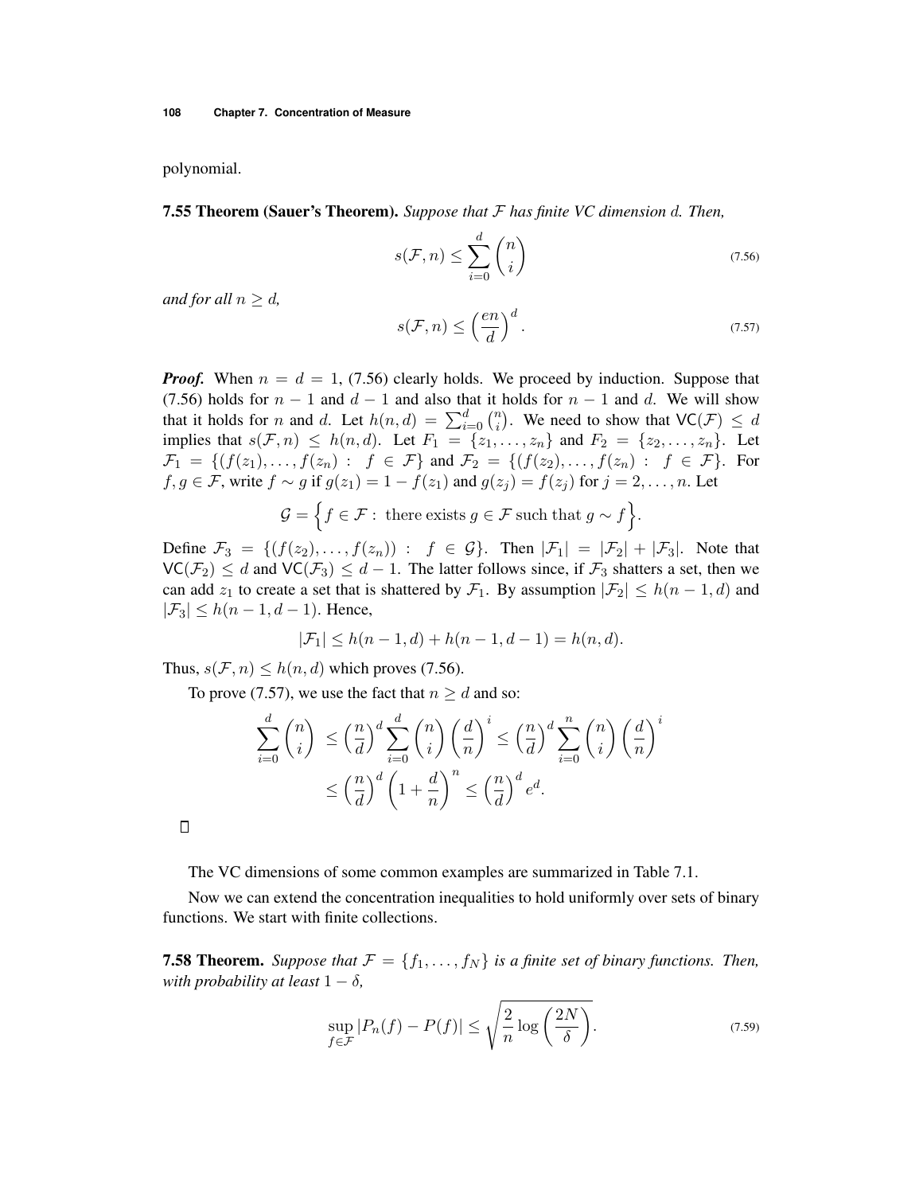polynomial.

**7.55 Theorem (Sauer's Theorem).** *Suppose that $\mathcal{F}$ has finite VC dimension $d$. Then,*

$$s(\mathcal{F}, n) \leq \sum_{i=0}^{d} \binom{n}{i} \tag{7.56}$$

*and for all $n \geq d$,*

$$s(\mathcal{F}, n) \leq \left(\frac{en}{d}\right)^d. \tag{7.57}$$

***Proof.*** When $n = d = 1$, (7.56) clearly holds. We proceed by induction. Suppose that (7.56) holds for $n-1$ and $d-1$ and also that it holds for $n-1$ and $d$. We will show that it holds for $n$ and $d$. Let $h(n, d) = \sum_{i=0}^{d} \binom{n}{i}$. We need to show that $\mathsf{VC}(\mathcal{F}) \leq d$ implies that $s(\mathcal{F}, n) \leq h(n, d)$. Let $F_1 = \{z_1, \ldots, z_n\}$ and $F_2 = \{z_2, \ldots, z_n\}$. Let $\mathcal{F}_1 = \{(f(z_1), \ldots, f(z_n)) : \ f \in \mathcal{F}\}$ and $\mathcal{F}_2 = \{(f(z_2), \ldots, f(z_n)) : \ f \in \mathcal{F}\}$. For $f, g \in \mathcal{F}$, write $f \sim g$ if $g(z_1) = 1 - f(z_1)$ and $g(z_j) = f(z_j)$ for $j = 2, \ldots, n$. Let

$$\mathcal{G} = \Big\{ f \in \mathcal{F} : \text{ there exists } g \in \mathcal{F} \text{ such that } g \sim f \Big\}.$$

Define $\mathcal{F}_3 = \{(f(z_2), \ldots, f(z_n)) : \ f \in \mathcal{G}\}$. Then $|\mathcal{F}_1| = |\mathcal{F}_2| + |\mathcal{F}_3|$. Note that $\mathsf{VC}(\mathcal{F}_2) \leq d$ and $\mathsf{VC}(\mathcal{F}_3) \leq d - 1$. The latter follows since, if $\mathcal{F}_3$ shatters a set, then we can add $z_1$ to create a set that is shattered by $\mathcal{F}_1$. By assumption $|\mathcal{F}_2| \leq h(n-1, d)$ and $|\mathcal{F}_3| \leq h(n-1, d-1)$. Hence,

$$|\mathcal{F}_1| \leq h(n-1, d) + h(n-1, d-1) = h(n, d).$$

Thus, $s(\mathcal{F}, n) \leq h(n, d)$ which proves (7.56).

To prove (7.57), we use the fact that $n \geq d$ and so:

$$\begin{aligned}
\sum_{i=0}^{d} \binom{n}{i} &\leq \left(\frac{n}{d}\right)^d \sum_{i=0}^{d} \binom{n}{i} \left(\frac{d}{n}\right)^i \leq \left(\frac{n}{d}\right)^d \sum_{i=0}^{n} \binom{n}{i} \left(\frac{d}{n}\right)^i \\
&\leq \left(\frac{n}{d}\right)^d \left(1 + \frac{d}{n}\right)^n \leq \left(\frac{n}{d}\right)^d e^d.
\end{aligned}$$

□

The VC dimensions of some common examples are summarized in Table 7.1.

Now we can extend the concentration inequalities to hold uniformly over sets of binary functions. We start with finite collections.

**7.58 Theorem.** *Suppose that $\mathcal{F} = \{f_1, \ldots, f_N\}$ is a finite set of binary functions. Then, with probability at least $1 - \delta$,*

$$\sup_{f \in \mathcal{F}} |P_n(f) - P(f)| \leq \sqrt{\frac{2}{n} \log\left(\frac{2N}{\delta}\right)}. \tag{7.59}$$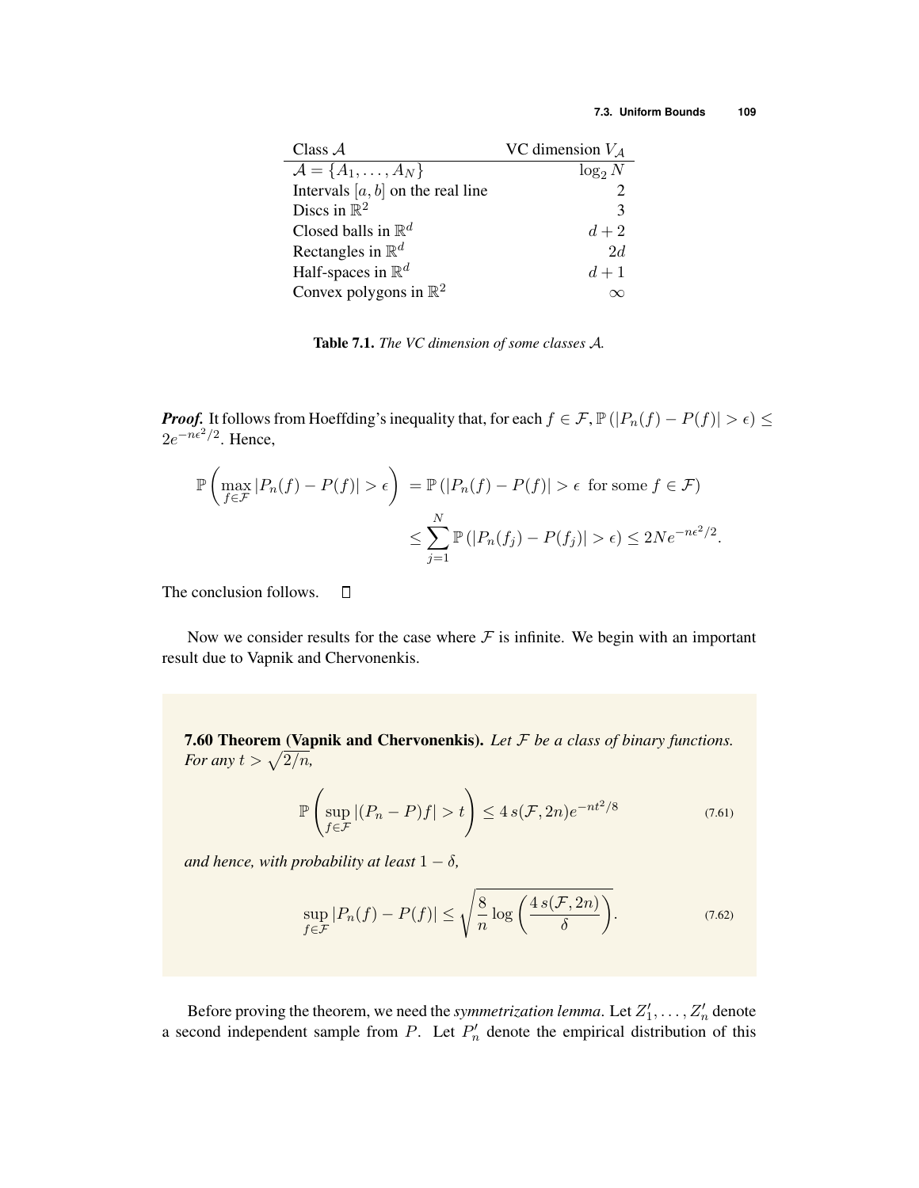| Class $\mathcal{A}$ | VC dimension $V_{\mathcal{A}}$ |
|---|---|
| $\mathcal{A} = \{A_1, \ldots, A_N\}$ | $\log_2 N$ |
| Intervals $[a, b]$ on the real line | 2 |
| Discs in $\mathbb{R}^2$ | 3 |
| Closed balls in $\mathbb{R}^d$ | $d + 2$ |
| Rectangles in $\mathbb{R}^d$ | $2d$ |
| Half-spaces in $\mathbb{R}^d$ | $d + 1$ |
| Convex polygons in $\mathbb{R}^2$ | $\infty$ |

**Table 7.1.** *The VC dimension of some classes $\mathcal{A}$.*

***Proof.*** It follows from Hoeffding's inequality that, for each $f \in \mathcal{F}$, $\mathbb{P}(|P_n(f) - P(f)| > \epsilon) \leq 2e^{-n\epsilon^2/2}$. Hence,

$$\mathbb{P}\left(\max_{f \in \mathcal{F}} |P_n(f) - P(f)| > \epsilon\right) = \mathbb{P}\left(|P_n(f) - P(f)| > \epsilon \text{ for some } f \in \mathcal{F}\right)$$

$$\leq \sum_{j=1}^{N} \mathbb{P}\left(|P_n(f_j) - P(f_j)| > \epsilon\right) \leq 2Ne^{-n\epsilon^2/2}.$$

The conclusion follows. $\square$

Now we consider results for the case where $\mathcal{F}$ is infinite. We begin with an important result due to Vapnik and Chervonenkis.

**7.60 Theorem (Vapnik and Chervonenkis).** *Let $\mathcal{F}$ be a class of binary functions. For any $t > \sqrt{2/n}$,*

$$\mathbb{P}\left(\sup_{f \in \mathcal{F}} |(P_n - P)f| > t\right) \leq 4\, s(\mathcal{F}, 2n) e^{-nt^2/8} \tag{7.61}$$

*and hence, with probability at least $1 - \delta$,*

$$\sup_{f \in \mathcal{F}} |P_n(f) - P(f)| \leq \sqrt{\frac{8}{n} \log\left(\frac{4\, s(\mathcal{F}, 2n)}{\delta}\right)}. \tag{7.62}$$

Before proving the theorem, we need the *symmetrization lemma*. Let $Z_1', \ldots, Z_n'$ denote a second independent sample from $P$. Let $P_n'$ denote the empirical distribution of this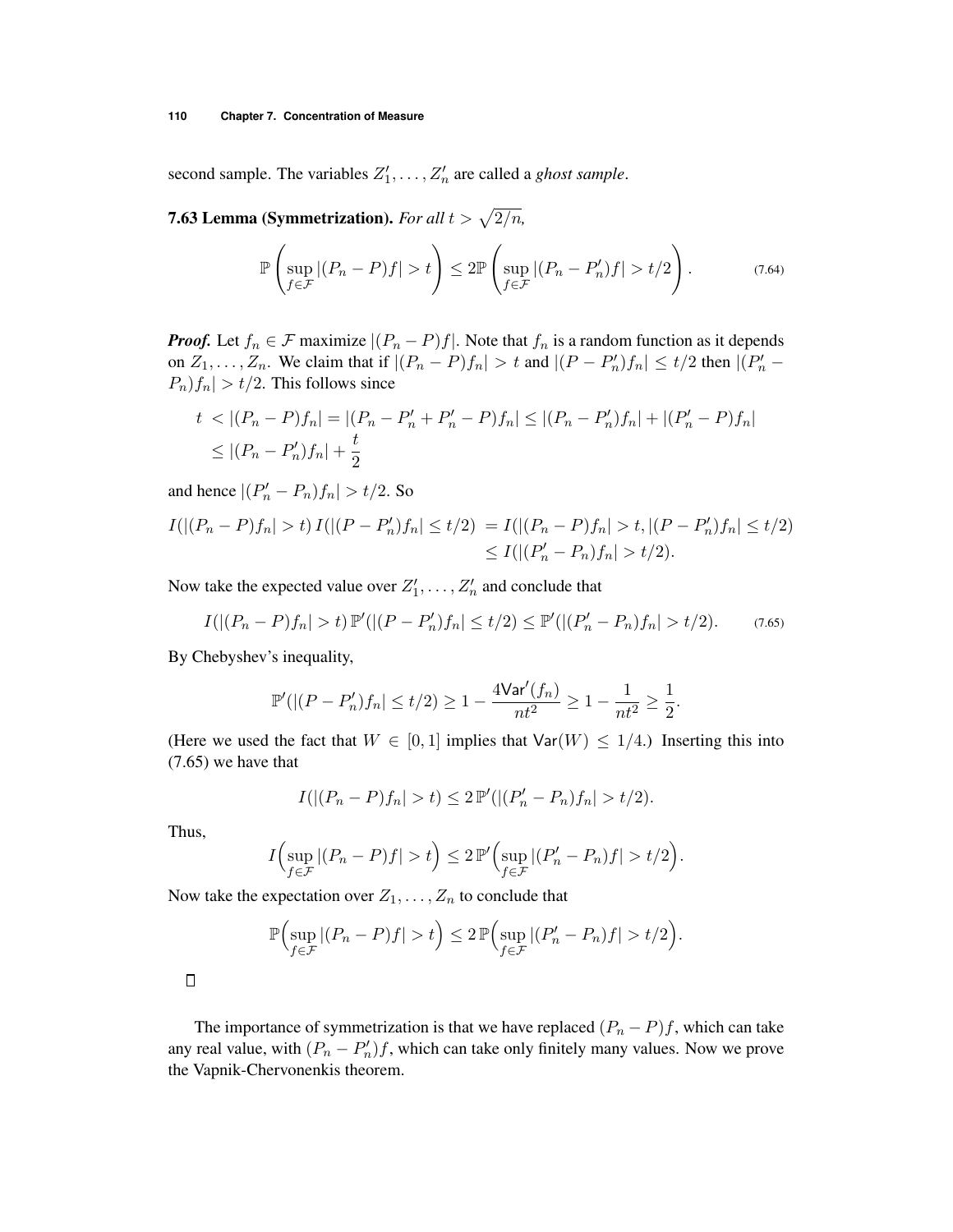second sample. The variables $Z_1', \ldots, Z_n'$ are called a *ghost sample*.

**7.63 Lemma (Symmetrization).** *For all* $t > \sqrt{2/n}$,

$$\mathbb{P}\left(\sup_{f \in \mathcal{F}} |(P_n - P)f| > t\right) \leq 2\mathbb{P}\left(\sup_{f \in \mathcal{F}} |(P_n - P_n')f| > t/2\right). \tag{7.64}$$

***Proof.*** Let $f_n \in \mathcal{F}$ maximize $|(P_n - P)f|$. Note that $f_n$ is a random function as it depends on $Z_1, \ldots, Z_n$. We claim that if $|(P_n - P)f_n| > t$ and $|(P - P_n')f_n| \leq t/2$ then $|(P_n' - P_n)f_n| > t/2$. This follows since

$$\begin{aligned}
t &< |(P_n - P)f_n| = |(P_n - P_n' + P_n' - P)f_n| \leq |(P_n - P_n')f_n| + |(P_n' - P)f_n| \\
&\leq |(P_n - P_n')f_n| + \frac{t}{2}
\end{aligned}$$

and hence $|(P_n' - P_n)f_n| > t/2$. So

$$\begin{aligned}
I(|(P_n - P)f_n| > t)\, I(|(P - P_n')f_n| \leq t/2) &= I(|(P_n - P)f_n| > t, |(P - P_n')f_n| \leq t/2) \\
&\leq I(|(P_n' - P_n)f_n| > t/2).
\end{aligned}$$

Now take the expected value over $Z_1', \ldots, Z_n'$ and conclude that

$$I(|(P_n - P)f_n| > t)\, \mathbb{P}'(|(P - P_n')f_n| \leq t/2) \leq \mathbb{P}'(|(P_n' - P_n)f_n| > t/2). \tag{7.65}$$

By Chebyshev's inequality,

$$\mathbb{P}'(|(P - P_n')f_n| \leq t/2) \geq 1 - \frac{4\mathsf{Var}'(f_n)}{nt^2} \geq 1 - \frac{1}{nt^2} \geq \frac{1}{2}.$$

(Here we used the fact that $W \in [0,1]$ implies that $\mathsf{Var}(W) \leq 1/4$.) Inserting this into (7.65) we have that

$$I(|(P_n - P)f_n| > t) \leq 2\,\mathbb{P}'(|(P_n' - P_n)f_n| > t/2).$$

Thus,

$$I\Big(\sup_{f \in \mathcal{F}} |(P_n - P)f| > t\Big) \leq 2\,\mathbb{P}'\Big(\sup_{f \in \mathcal{F}} |(P_n' - P_n)f| > t/2\Big).$$

Now take the expectation over $Z_1, \ldots, Z_n$ to conclude that

$$\mathbb{P}\Big(\sup_{f \in \mathcal{F}} |(P_n - P)f| > t\Big) \leq 2\,\mathbb{P}\Big(\sup_{f \in \mathcal{F}} |(P_n' - P_n)f| > t/2\Big).$$

□

The importance of symmetrization is that we have replaced $(P_n - P)f$, which can take any real value, with $(P_n - P_n')f$, which can take only finitely many values. Now we prove the Vapnik-Chervonenkis theorem.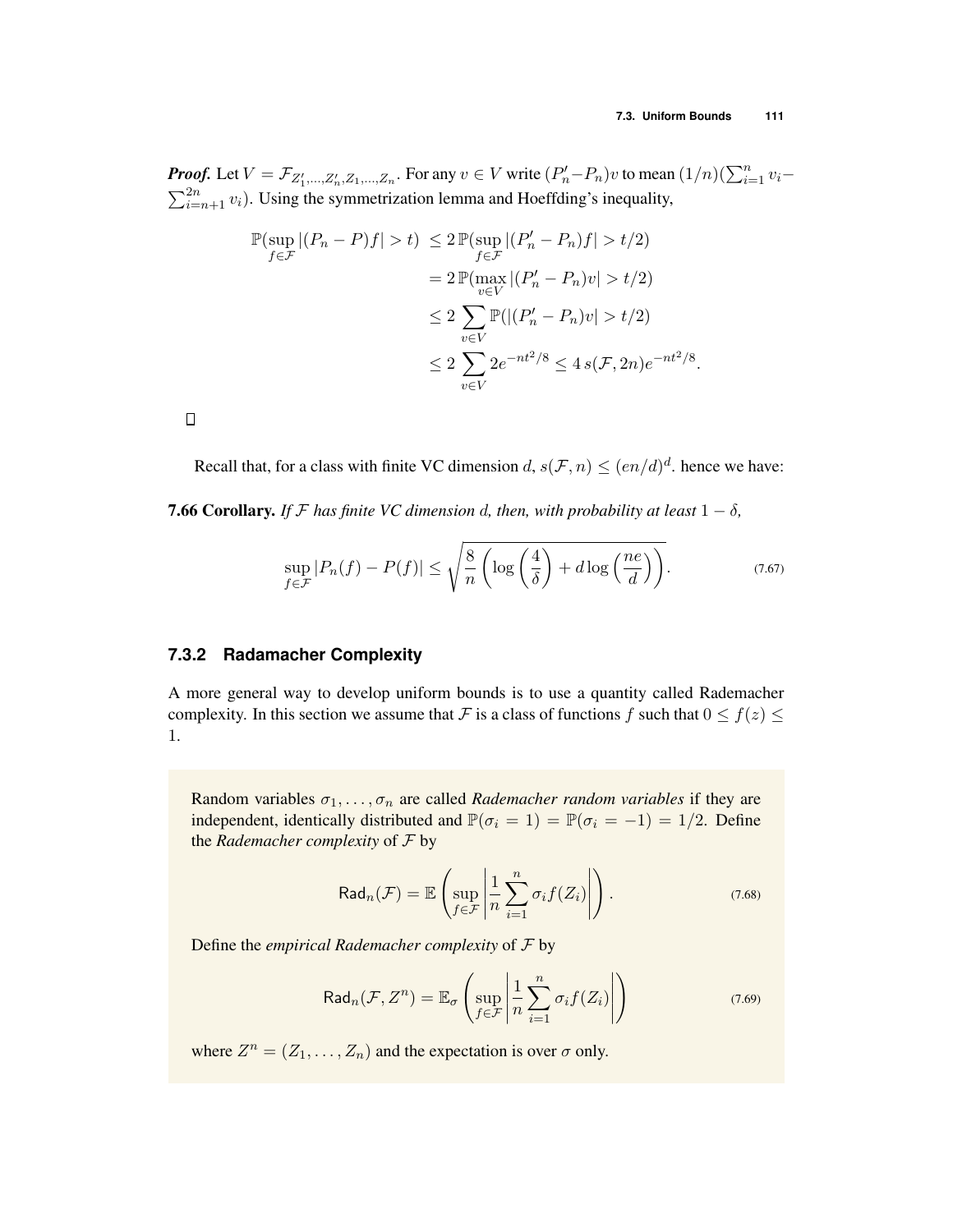***Proof.*** Let $V = \mathcal{F}_{Z_1',\ldots,Z_n',Z_1,\ldots,Z_n}$. For any $v \in V$ write $(P_n' - P_n)v$ to mean $(1/n)(\sum_{i=1}^n v_i - \sum_{i=n+1}^{2n} v_i)$. Using the symmetrization lemma and Hoeffding's inequality,

$$
\begin{aligned}
\mathbb{P}(\sup_{f\in\mathcal{F}} |(P_n - P)f| > t) &\le 2\,\mathbb{P}(\sup_{f\in\mathcal{F}} |(P_n' - P_n)f| > t/2) \\
&= 2\,\mathbb{P}(\max_{v\in V} |(P_n' - P_n)v| > t/2) \\
&\le 2 \sum_{v\in V} \mathbb{P}(|(P_n' - P_n)v| > t/2) \\
&\le 2 \sum_{v\in V} 2e^{-nt^2/8} \le 4\, s(\mathcal{F}, 2n) e^{-nt^2/8}.
\end{aligned}
$$

□

Recall that, for a class with finite VC dimension $d$, $s(\mathcal{F}, n) \le (en/d)^d$. hence we have:

**7.66 Corollary.** *If $\mathcal{F}$ has finite VC dimension $d$, then, with probability at least $1-\delta$,*

$$
\sup_{f\in\mathcal{F}} |P_n(f) - P(f)| \le \sqrt{\frac{8}{n}\left(\log\left(\frac{4}{\delta}\right) + d\log\left(\frac{ne}{d}\right)\right)}. \tag{7.67}
$$

### 7.3.2 Radamacher Complexity

A more general way to develop uniform bounds is to use a quantity called Rademacher complexity. In this section we assume that $\mathcal{F}$ is a class of functions $f$ such that $0 \le f(z) \le 1$.

Random variables $\sigma_1, \ldots, \sigma_n$ are called *Rademacher random variables* if they are independent, identically distributed and $\mathbb{P}(\sigma_i = 1) = \mathbb{P}(\sigma_i = -1) = 1/2$. Define the *Rademacher complexity* of $\mathcal{F}$ by

$$
\mathsf{Rad}_n(\mathcal{F}) = \mathbb{E}\left(\sup_{f\in\mathcal{F}} \left|\frac{1}{n}\sum_{i=1}^n \sigma_i f(Z_i)\right|\right). \tag{7.68}
$$

Define the *empirical Rademacher complexity* of $\mathcal{F}$ by

$$
\mathsf{Rad}_n(\mathcal{F}, Z^n) = \mathbb{E}_\sigma\left(\sup_{f\in\mathcal{F}} \left|\frac{1}{n}\sum_{i=1}^n \sigma_i f(Z_i)\right|\right) \tag{7.69}
$$

where $Z^n = (Z_1, \ldots, Z_n)$ and the expectation is over $\sigma$ only.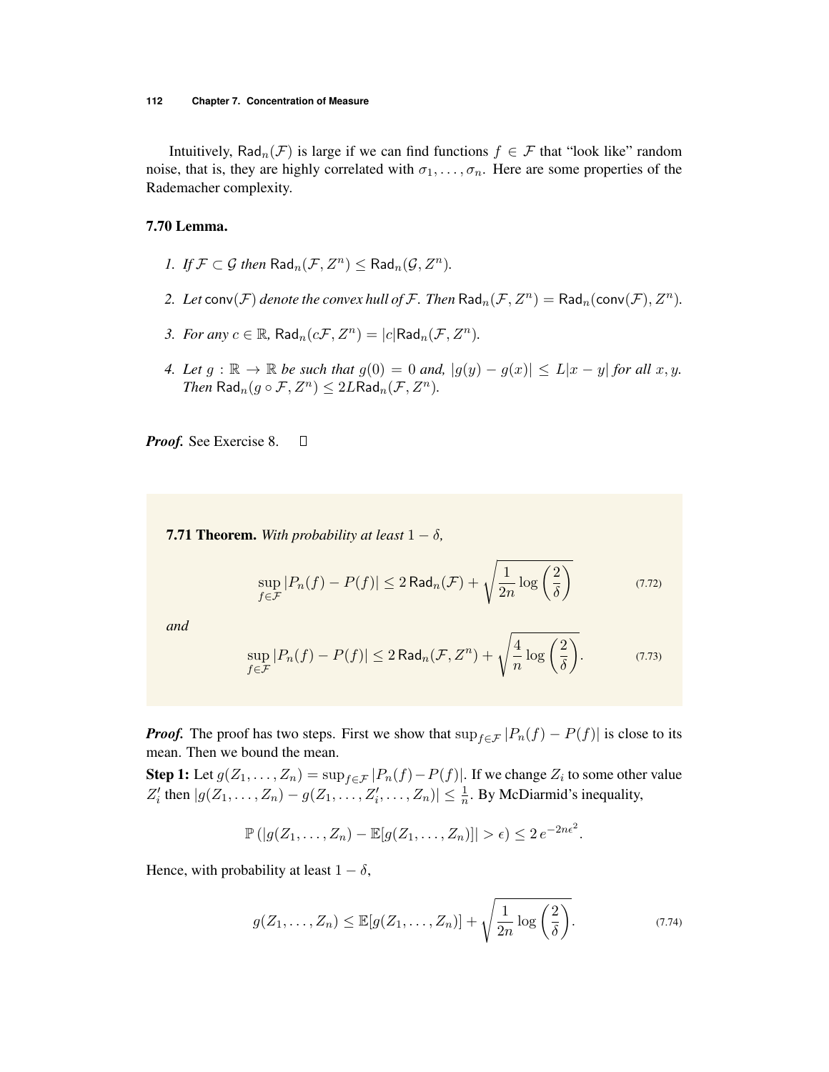Intuitively, $\mathsf{Rad}_n(\mathcal{F})$ is large if we can find functions $f \in \mathcal{F}$ that "look like" random noise, that is, they are highly correlated with $\sigma_1, \ldots, \sigma_n$. Here are some properties of the Rademacher complexity.

**7.70 Lemma.**

1. *If* $\mathcal{F} \subset \mathcal{G}$ *then* $\mathsf{Rad}_n(\mathcal{F}, Z^n) \leq \mathsf{Rad}_n(\mathcal{G}, Z^n)$.

2. *Let* $\mathsf{conv}(\mathcal{F})$ *denote the convex hull of* $\mathcal{F}$. *Then* $\mathsf{Rad}_n(\mathcal{F}, Z^n) = \mathsf{Rad}_n(\mathsf{conv}(\mathcal{F}), Z^n)$.

3. *For any* $c \in \mathbb{R}$, $\mathsf{Rad}_n(c\mathcal{F}, Z^n) = |c|\mathsf{Rad}_n(\mathcal{F}, Z^n)$.

4. *Let* $g : \mathbb{R} \to \mathbb{R}$ *be such that* $g(0) = 0$ *and,* $|g(y) - g(x)| \leq L|x - y|$ *for all* $x, y$. *Then* $\mathsf{Rad}_n(g \circ \mathcal{F}, Z^n) \leq 2L\mathsf{Rad}_n(\mathcal{F}, Z^n)$.

***Proof.*** See Exercise 8. □

**7.71 Theorem.** *With probability at least* $1 - \delta$,

$$\sup_{f \in \mathcal{F}} |P_n(f) - P(f)| \leq 2\,\mathsf{Rad}_n(\mathcal{F}) + \sqrt{\frac{1}{2n}\log\left(\frac{2}{\delta}\right)} \tag{7.72}$$

*and*

$$\sup_{f \in \mathcal{F}} |P_n(f) - P(f)| \leq 2\,\mathsf{Rad}_n(\mathcal{F}, Z^n) + \sqrt{\frac{4}{n}\log\left(\frac{2}{\delta}\right)}. \tag{7.73}$$

***Proof.*** The proof has two steps. First we show that $\sup_{f \in \mathcal{F}} |P_n(f) - P(f)|$ is close to its mean. Then we bound the mean.

**Step 1:** Let $g(Z_1, \ldots, Z_n) = \sup_{f \in \mathcal{F}} |P_n(f) - P(f)|$. If we change $Z_i$ to some other value $Z_i'$ then $|g(Z_1, \ldots, Z_n) - g(Z_1, \ldots, Z_i', \ldots, Z_n)| \leq \frac{1}{n}$. By McDiarmid's inequality,

$$\mathbb{P}\left(|g(Z_1, \ldots, Z_n) - \mathbb{E}[g(Z_1, \ldots, Z_n)]| > \epsilon\right) \leq 2\,e^{-2n\epsilon^2}.$$

Hence, with probability at least $1 - \delta$,

$$g(Z_1, \ldots, Z_n) \leq \mathbb{E}[g(Z_1, \ldots, Z_n)] + \sqrt{\frac{1}{2n}\log\left(\frac{2}{\delta}\right)}. \tag{7.74}$$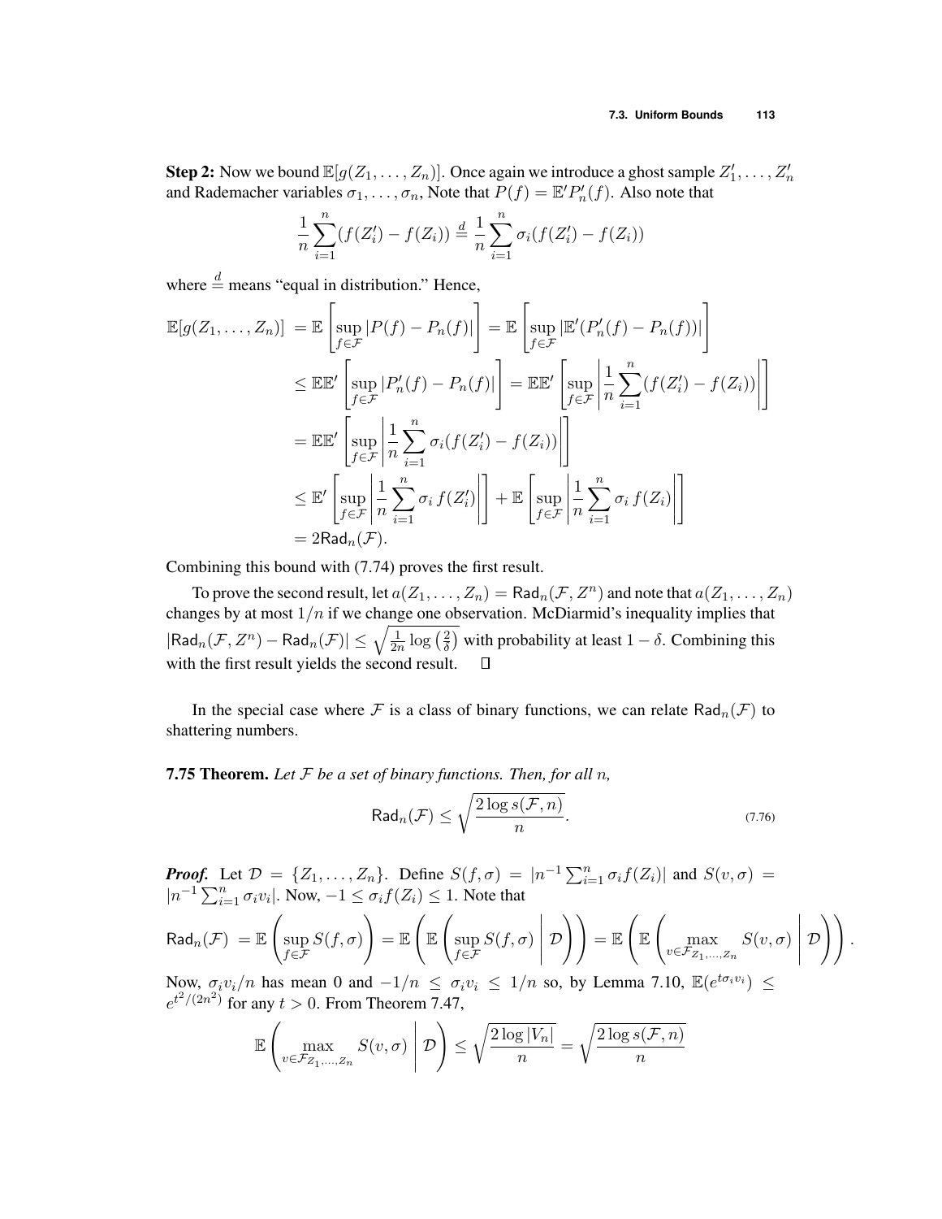**Step 2:** Now we bound $\mathbb{E}[g(Z_1, \ldots, Z_n)]$. Once again we introduce a ghost sample $Z_1', \ldots, Z_n'$ and Rademacher variables $\sigma_1, \ldots, \sigma_n$, Note that $P(f) = \mathbb{E}' P_n'(f)$. Also note that

$$\frac{1}{n}\sum_{i=1}^{n}(f(Z_i') - f(Z_i)) \stackrel{d}{=} \frac{1}{n}\sum_{i=1}^{n}\sigma_i(f(Z_i') - f(Z_i))$$

where $\stackrel{d}{=}$ means "equal in distribution." Hence,

$$\begin{aligned}
\mathbb{E}[g(Z_1, \ldots, Z_n)] &= \mathbb{E}\left[\sup_{f \in \mathcal{F}} |P(f) - P_n(f)|\right] = \mathbb{E}\left[\sup_{f \in \mathcal{F}} |\mathbb{E}'(P_n'(f) - P_n(f))|\right] \\
&\leq \mathbb{E}\mathbb{E}'\left[\sup_{f \in \mathcal{F}} |P_n'(f) - P_n(f)|\right] = \mathbb{E}\mathbb{E}'\left[\sup_{f \in \mathcal{F}} \left|\frac{1}{n}\sum_{i=1}^{n}(f(Z_i') - f(Z_i))\right|\right] \\
&= \mathbb{E}\mathbb{E}'\left[\sup_{f \in \mathcal{F}} \left|\frac{1}{n}\sum_{i=1}^{n}\sigma_i(f(Z_i') - f(Z_i))\right|\right] \\
&\leq \mathbb{E}'\left[\sup_{f \in \mathcal{F}} \left|\frac{1}{n}\sum_{i=1}^{n}\sigma_i\, f(Z_i')\right|\right] + \mathbb{E}\left[\sup_{f \in \mathcal{F}} \left|\frac{1}{n}\sum_{i=1}^{n}\sigma_i\, f(Z_i)\right|\right] \\
&= 2\mathsf{Rad}_n(\mathcal{F}).
\end{aligned}$$

Combining this bound with (7.74) proves the first result.

To prove the second result, let $a(Z_1, \ldots, Z_n) = \mathsf{Rad}_n(\mathcal{F}, Z^n)$ and note that $a(Z_1, \ldots, Z_n)$ changes by at most $1/n$ if we change one observation. McDiarmid's inequality implies that $|\mathsf{Rad}_n(\mathcal{F}, Z^n) - \mathsf{Rad}_n(\mathcal{F})| \leq \sqrt{\frac{1}{2n}\log\left(\frac{2}{\delta}\right)}$ with probability at least $1 - \delta$. Combining this with the first result yields the second result. $\square$

In the special case where $\mathcal{F}$ is a class of binary functions, we can relate $\mathsf{Rad}_n(\mathcal{F})$ to shattering numbers.

**7.75 Theorem.** *Let $\mathcal{F}$ be a set of binary functions. Then, for all $n$,*

$$\mathsf{Rad}_n(\mathcal{F}) \leq \sqrt{\frac{2\log s(\mathcal{F}, n)}{n}}. \tag{7.76}$$

***Proof.*** Let $\mathcal{D} = \{Z_1, \ldots, Z_n\}$. Define $S(f, \sigma) = |n^{-1}\sum_{i=1}^{n}\sigma_i f(Z_i)|$ and $S(v, \sigma) = |n^{-1}\sum_{i=1}^{n}\sigma_i v_i|$. Now, $-1 \leq \sigma_i f(Z_i) \leq 1$. Note that

$$\mathsf{Rad}_n(\mathcal{F}) = \mathbb{E}\left(\sup_{f \in \mathcal{F}} S(f, \sigma)\right) = \mathbb{E}\left(\mathbb{E}\left(\sup_{f \in \mathcal{F}} S(f, \sigma)\,\middle|\, \mathcal{D}\right)\right) = \mathbb{E}\left(\mathbb{E}\left(\max_{v \in \mathcal{F}_{Z_1, \ldots, Z_n}} S(v, \sigma)\,\middle|\, \mathcal{D}\right)\right).$$

Now, $\sigma_i v_i / n$ has mean 0 and $-1/n \leq \sigma_i v_i \leq 1/n$ so, by Lemma 7.10, $\mathbb{E}(e^{t\sigma_i v_i}) \leq e^{t^2/(2n^2)}$ for any $t > 0$. From Theorem 7.47,

$$\mathbb{E}\left(\max_{v \in \mathcal{F}_{Z_1, \ldots, Z_n}} S(v, \sigma)\,\middle|\, \mathcal{D}\right) \leq \sqrt{\frac{2\log|V_n|}{n}} = \sqrt{\frac{2\log s(\mathcal{F}, n)}{n}}$$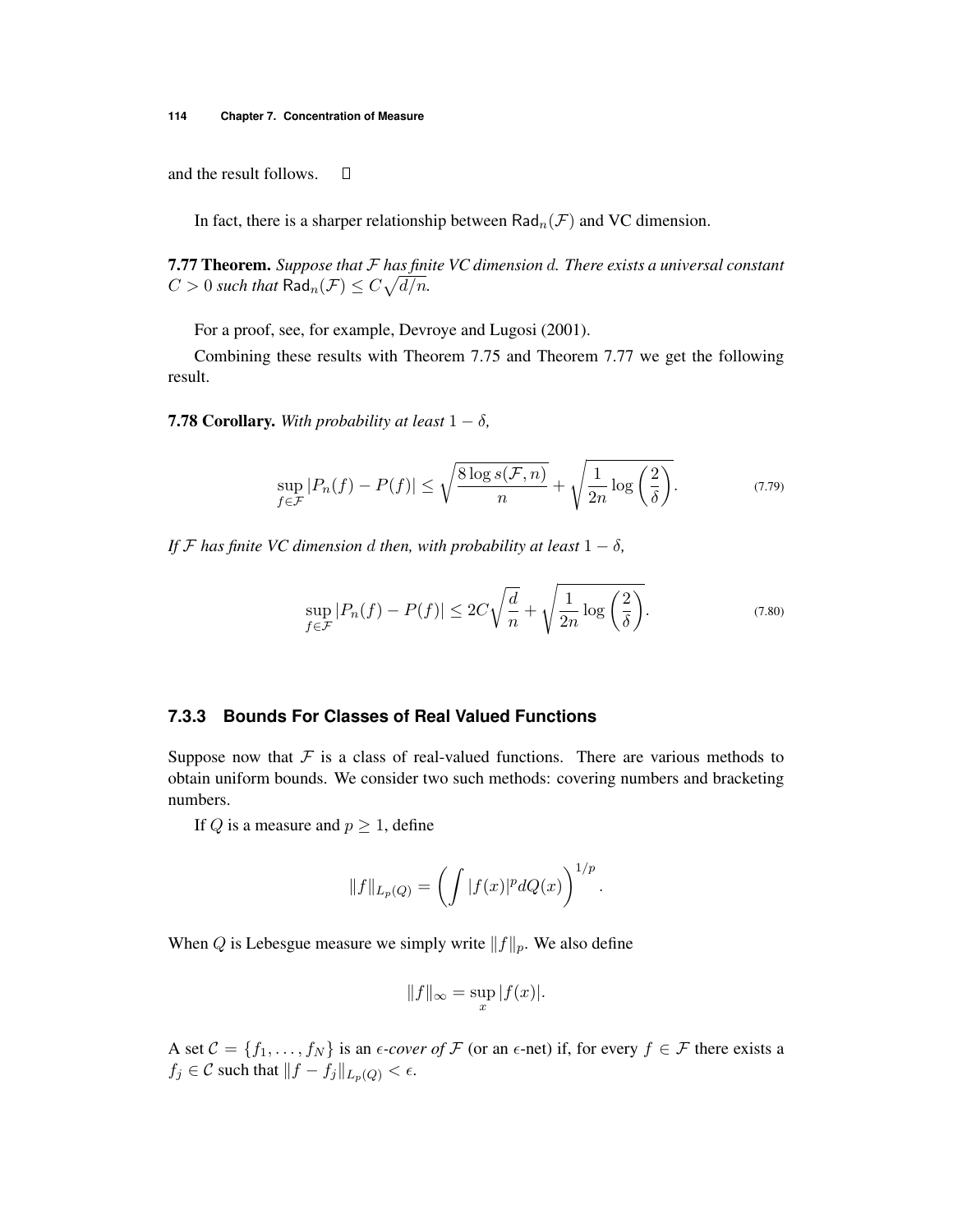and the result follows. □

In fact, there is a sharper relationship between $\mathsf{Rad}_n(\mathcal{F})$ and VC dimension.

**7.77 Theorem.** *Suppose that $\mathcal{F}$ has finite VC dimension $d$. There exists a universal constant $C > 0$ such that $\mathsf{Rad}_n(\mathcal{F}) \leq C\sqrt{d/n}$.*

For a proof, see, for example, Devroye and Lugosi (2001).

Combining these results with Theorem 7.75 and Theorem 7.77 we get the following result.

**7.78 Corollary.** *With probability at least $1 - \delta$,*

$$\sup_{f \in \mathcal{F}} |P_n(f) - P(f)| \leq \sqrt{\frac{8 \log s(\mathcal{F}, n)}{n}} + \sqrt{\frac{1}{2n} \log\left(\frac{2}{\delta}\right)}. \tag{7.79}$$

*If $\mathcal{F}$ has finite VC dimension $d$ then, with probability at least $1 - \delta$,*

$$\sup_{f \in \mathcal{F}} |P_n(f) - P(f)| \leq 2C\sqrt{\frac{d}{n}} + \sqrt{\frac{1}{2n} \log\left(\frac{2}{\delta}\right)}. \tag{7.80}$$

### 7.3.3 Bounds For Classes of Real Valued Functions

Suppose now that $\mathcal{F}$ is a class of real-valued functions. There are various methods to obtain uniform bounds. We consider two such methods: covering numbers and bracketing numbers.

If $Q$ is a measure and $p \geq 1$, define

$$\|f\|_{L_p(Q)} = \left(\int |f(x)|^p dQ(x)\right)^{1/p}.$$

When $Q$ is Lebesgue measure we simply write $\|f\|_p$. We also define

$$\|f\|_\infty = \sup_x |f(x)|.$$

A set $\mathcal{C} = \{f_1, \ldots, f_N\}$ is an *$\epsilon$-cover of $\mathcal{F}$* (or an $\epsilon$-net) if, for every $f \in \mathcal{F}$ there exists a $f_j \in \mathcal{C}$ such that $\|f - f_j\|_{L_p(Q)} < \epsilon$.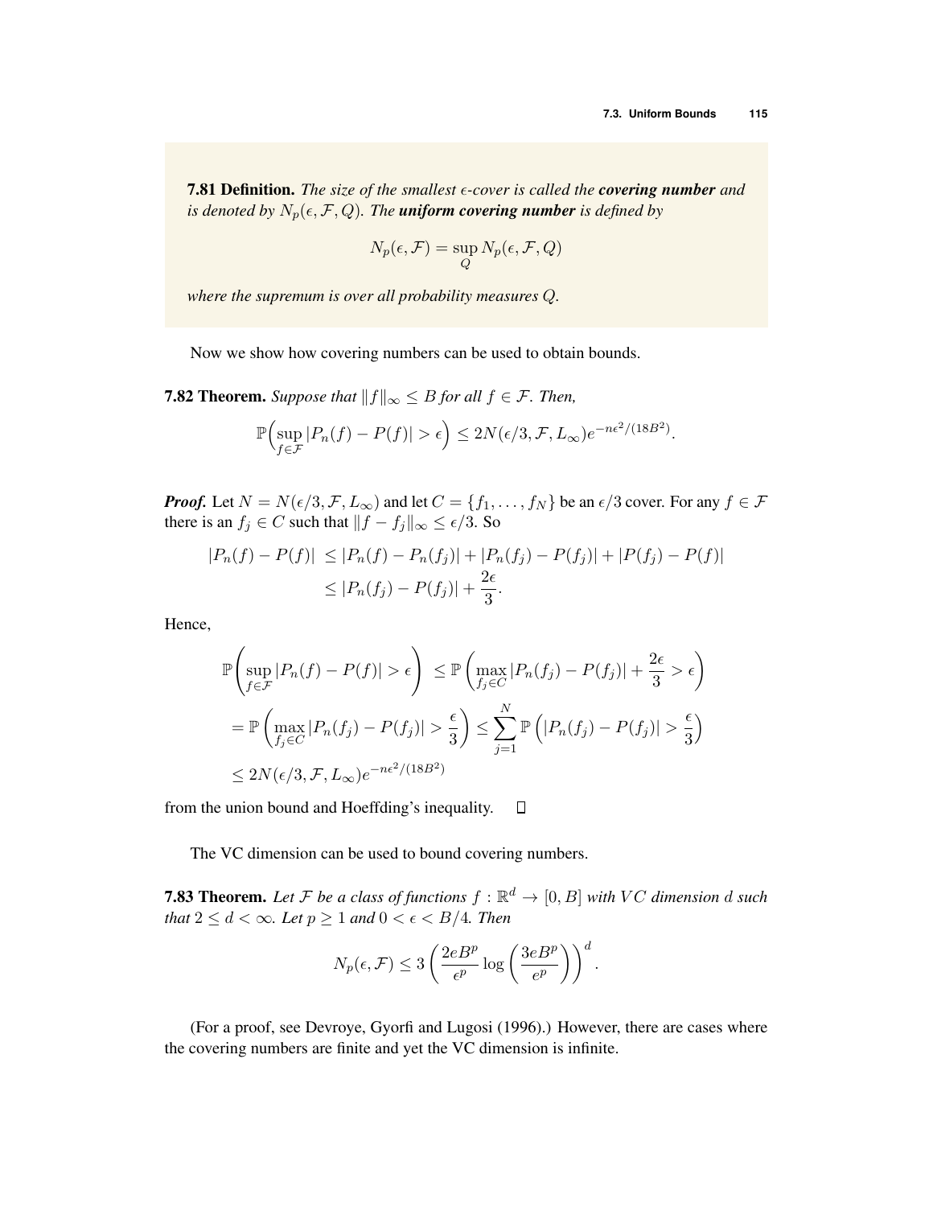**7.81 Definition.** *The size of the smallest $\epsilon$-cover is called the **covering number** and is denoted by $N_p(\epsilon, \mathcal{F}, Q)$. The **uniform covering number** is defined by*

$$N_p(\epsilon, \mathcal{F}) = \sup_Q N_p(\epsilon, \mathcal{F}, Q)$$

*where the supremum is over all probability measures $Q$.*

Now we show how covering numbers can be used to obtain bounds.

**7.82 Theorem.** *Suppose that $\|f\|_\infty \leq B$ for all $f \in \mathcal{F}$. Then,*

$$\mathbb{P}\Big(\sup_{f \in \mathcal{F}} |P_n(f) - P(f)| > \epsilon\Big) \leq 2N(\epsilon/3, \mathcal{F}, L_\infty) e^{-n\epsilon^2/(18B^2)}.$$

***Proof.*** Let $N = N(\epsilon/3, \mathcal{F}, L_\infty)$ and let $C = \{f_1, \ldots, f_N\}$ be an $\epsilon/3$ cover. For any $f \in \mathcal{F}$ there is an $f_j \in C$ such that $\|f - f_j\|_\infty \leq \epsilon/3$. So

$$\begin{aligned}
|P_n(f) - P(f)| &\leq |P_n(f) - P_n(f_j)| + |P_n(f_j) - P(f_j)| + |P(f_j) - P(f)| \\
&\leq |P_n(f_j) - P(f_j)| + \frac{2\epsilon}{3}.
\end{aligned}$$

Hence,

$$\begin{aligned}
\mathbb{P}\left(\sup_{f \in \mathcal{F}} |P_n(f) - P(f)| > \epsilon\right) &\leq \mathbb{P}\left(\max_{f_j \in C} |P_n(f_j) - P(f_j)| + \frac{2\epsilon}{3} > \epsilon\right) \\
&= \mathbb{P}\left(\max_{f_j \in C} |P_n(f_j) - P(f_j)| > \frac{\epsilon}{3}\right) \leq \sum_{j=1}^{N} \mathbb{P}\left(|P_n(f_j) - P(f_j)| > \frac{\epsilon}{3}\right) \\
&\leq 2N(\epsilon/3, \mathcal{F}, L_\infty) e^{-n\epsilon^2/(18B^2)}
\end{aligned}$$

from the union bound and Hoeffding's inequality. $\square$

The VC dimension can be used to bound covering numbers.

**7.83 Theorem.** *Let $\mathcal{F}$ be a class of functions $f : \mathbb{R}^d \to [0, B]$ with $VC$ dimension $d$ such that $2 \leq d < \infty$. Let $p \geq 1$ and $0 < \epsilon < B/4$. Then*

$$N_p(\epsilon, \mathcal{F}) \leq 3\left(\frac{2eB^p}{\epsilon^p} \log\left(\frac{3eB^p}{\epsilon^p}\right)\right)^d.$$

(For a proof, see Devroye, Gyorfi and Lugosi (1996).) However, there are cases where the covering numbers are finite and yet the VC dimension is infinite.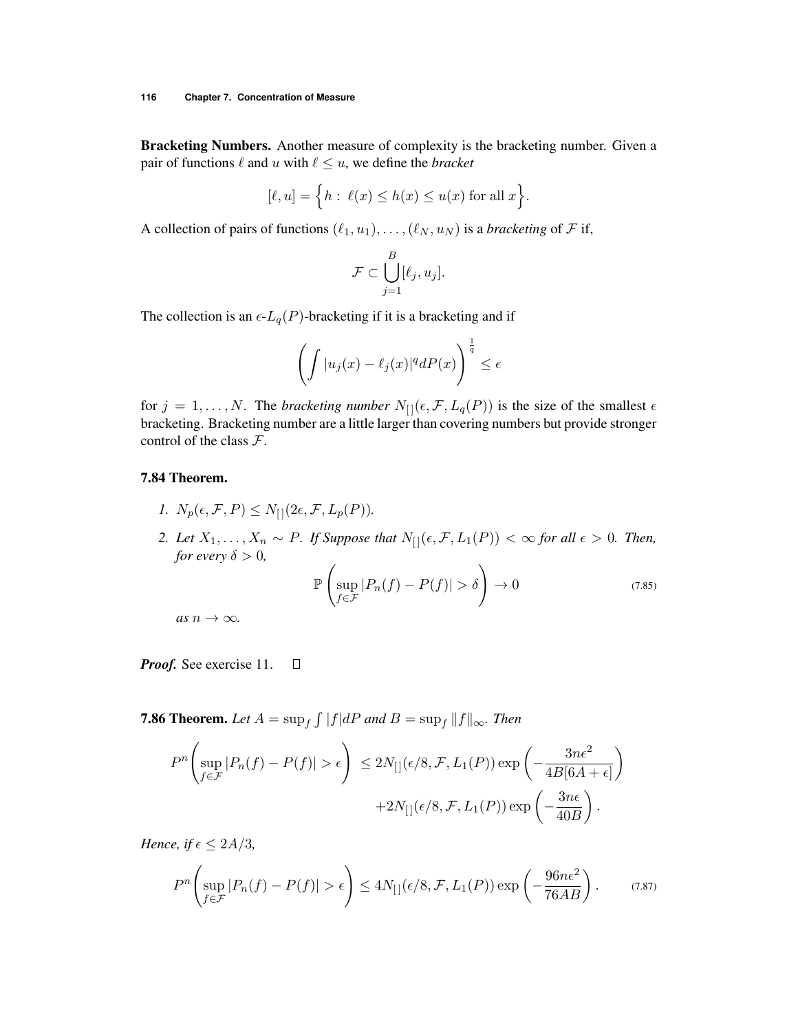**Bracketing Numbers.** Another measure of complexity is the bracketing number. Given a pair of functions $\ell$ and $u$ with $\ell \le u$, we define the *bracket*

$$[\ell, u] = \Big\{ h :\ \ell(x) \le h(x) \le u(x) \text{ for all } x \Big\}.$$

A collection of pairs of functions $(\ell_1, u_1), \ldots, (\ell_N, u_N)$ is a *bracketing* of $\mathcal{F}$ if,

$$\mathcal{F} \subset \bigcup_{j=1}^{B} [\ell_j, u_j].$$

The collection is an $\epsilon$-$L_q(P)$-bracketing if it is a bracketing and if

$$\left( \int |u_j(x) - \ell_j(x)|^q dP(x) \right)^{\frac{1}{q}} \le \epsilon$$

for $j = 1, \ldots, N$. The *bracketing number* $N_{[]}(\epsilon, \mathcal{F}, L_q(P))$ is the size of the smallest $\epsilon$ bracketing. Bracketing number are a little larger than covering numbers but provide stronger control of the class $\mathcal{F}$.

### 7.84 Theorem.

1. $N_p(\epsilon, \mathcal{F}, P) \le N_{[]}(2\epsilon, \mathcal{F}, L_p(P))$.
2. *Let $X_1, \ldots, X_n \sim P$. If Suppose that $N_{[]}(\epsilon, \mathcal{F}, L_1(P)) < \infty$ for all $\epsilon > 0$. Then, for every $\delta > 0$,*

$$\mathbb{P}\left( \sup_{f \in \mathcal{F}} |P_n(f) - P(f)| > \delta \right) \to 0 \tag{7.85}$$

*as $n \to \infty$.*

***Proof.*** See exercise 11. $\square$

**7.86 Theorem.** *Let $A = \sup_f \int |f| dP$ and $B = \sup_f \|f\|_\infty$. Then*

$$P^n\left( \sup_{f \in \mathcal{F}} |P_n(f) - P(f)| > \epsilon \right) \le 2N_{[]}(\epsilon/8, \mathcal{F}, L_1(P)) \exp\left( -\frac{3n\epsilon^2}{4B[6A + \epsilon]} \right) + 2N_{[]}(\epsilon/8, \mathcal{F}, L_1(P)) \exp\left( -\frac{3n\epsilon}{40B} \right).$$

*Hence, if $\epsilon \le 2A/3$,*

$$P^n\left( \sup_{f \in \mathcal{F}} |P_n(f) - P(f)| > \epsilon \right) \le 4N_{[]}(\epsilon/8, \mathcal{F}, L_1(P)) \exp\left( -\frac{96n\epsilon^2}{76AB} \right). \tag{7.87}$$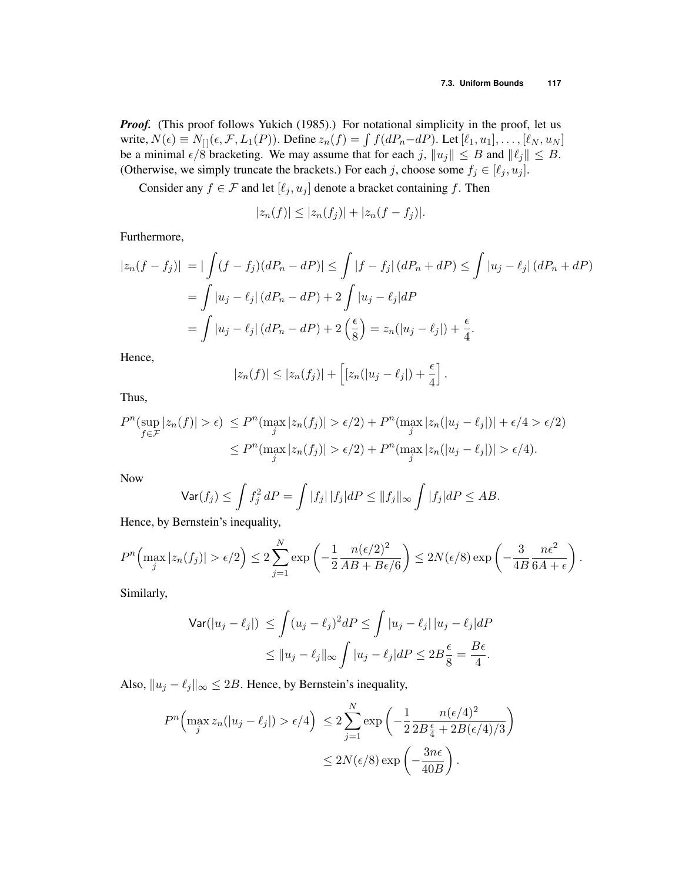***Proof.*** (This proof follows Yukich (1985).) For notational simplicity in the proof, let us write, $N(\epsilon) \equiv N_{[]}(\epsilon, \mathcal{F}, L_1(P))$. Define $z_n(f) = \int f(dP_n - dP)$. Let $[\ell_1, u_1], \ldots, [\ell_N, u_N]$ be a minimal $\epsilon/8$ bracketing. We may assume that for each $j$, $\|u_j\| \le B$ and $\|\ell_j\| \le B$. (Otherwise, we simply truncate the brackets.) For each $j$, choose some $f_j \in [\ell_j, u_j]$.

Consider any $f \in \mathcal{F}$ and let $[\ell_j, u_j]$ denote a bracket containing $f$. Then

$$|z_n(f)| \le |z_n(f_j)| + |z_n(f - f_j)|.$$

Furthermore,

$$\begin{aligned}
|z_n(f - f_j)| &= |\int (f - f_j)(dP_n - dP)| \le \int |f - f_j| \, (dP_n + dP) \le \int |u_j - \ell_j| \, (dP_n + dP) \\
&= \int |u_j - \ell_j| \, (dP_n - dP) + 2 \int |u_j - \ell_j| dP \\
&= \int |u_j - \ell_j| \, (dP_n - dP) + 2 \left(\frac{\epsilon}{8}\right) = z_n(|u_j - \ell_j|) + \frac{\epsilon}{4}.
\end{aligned}$$

Hence,

$$|z_n(f)| \le |z_n(f_j)| + \left[[z_n(|u_j - \ell_j|) + \frac{\epsilon}{4}\right].$$

Thus,

$$\begin{aligned}
P^n(\sup_{f \in \mathcal{F}} |z_n(f)| > \epsilon) &\le P^n(\max_j |z_n(f_j)| > \epsilon/2) + P^n(\max_j |z_n(|u_j - \ell_j|)| + \epsilon/4 > \epsilon/2) \\
&\le P^n(\max_j |z_n(f_j)| > \epsilon/2) + P^n(\max_j |z_n(|u_j - \ell_j|)| > \epsilon/4).
\end{aligned}$$

Now

$$\mathsf{Var}(f_j) \le \int f_j^2 \, dP = \int |f_j| \, |f_j| dP \le \|f_j\|_\infty \int |f_j| dP \le AB.$$

Hence, by Bernstein's inequality,

$$P^n\Big(\max_j |z_n(f_j)| > \epsilon/2\Big) \le 2 \sum_{j=1}^N \exp\left(-\frac{1}{2} \frac{n(\epsilon/2)^2}{AB + B\epsilon/6}\right) \le 2N(\epsilon/8) \exp\left(-\frac{3}{4B} \frac{n\epsilon^2}{6A + \epsilon}\right).$$

Similarly,

$$\begin{aligned}
\mathsf{Var}(|u_j - \ell_j|) &\le \int (u_j - \ell_j)^2 dP \le \int |u_j - \ell_j| \, |u_j - \ell_j| dP \\
&\le \|u_j - \ell_j\|_\infty \int |u_j - \ell_j| dP \le 2B \frac{\epsilon}{8} = \frac{B\epsilon}{4}.
\end{aligned}$$

Also, $\|u_j - \ell_j\|_\infty \le 2B$. Hence, by Bernstein's inequality,

$$\begin{aligned}
P^n\Big(\max_j z_n(|u_j - \ell_j|) > \epsilon/4\Big) &\le 2 \sum_{j=1}^N \exp\left(-\frac{1}{2} \frac{n(\epsilon/4)^2}{2B\frac{\epsilon}{4} + 2B(\epsilon/4)/3}\right) \\
&\le 2N(\epsilon/8) \exp\left(-\frac{3n\epsilon}{40B}\right).
\end{aligned}$$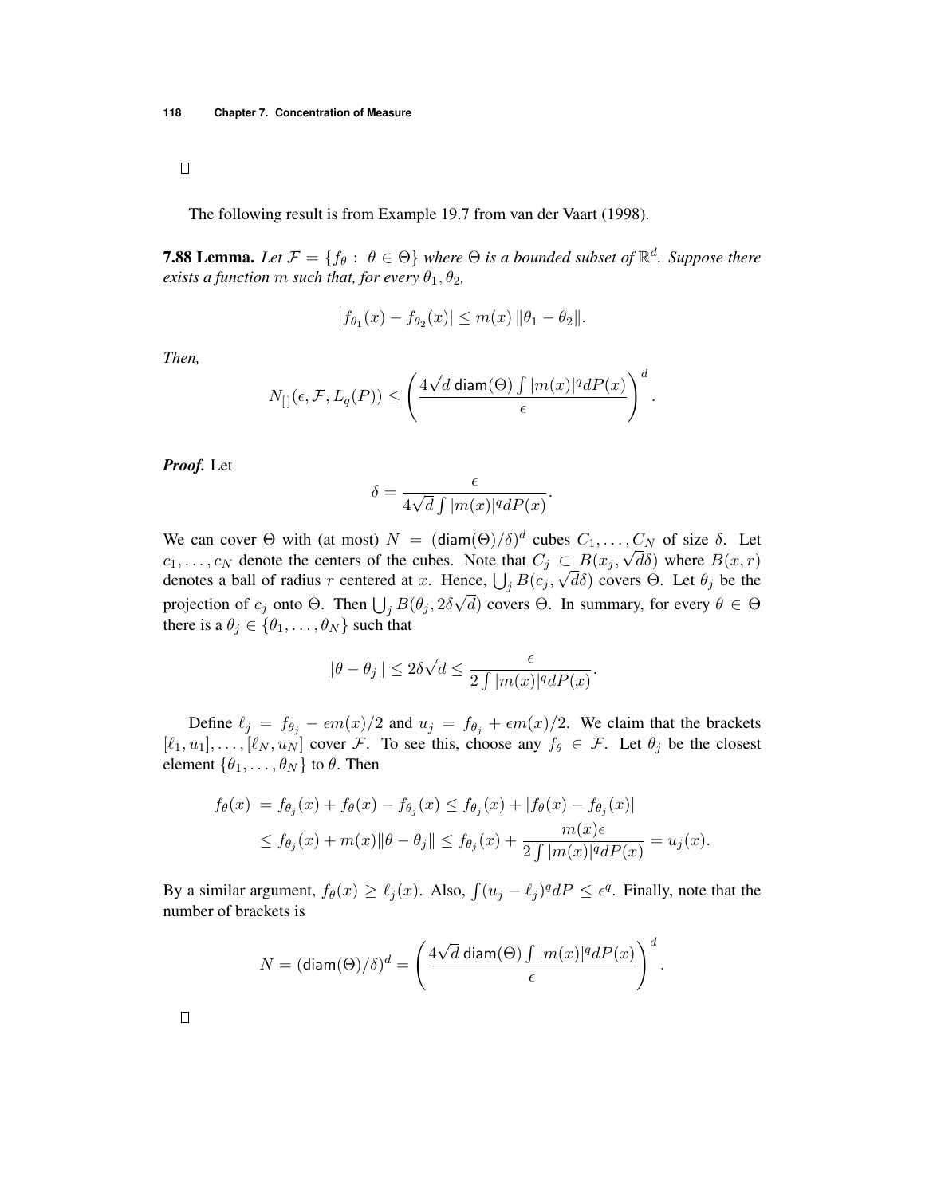□

The following result is from Example 19.7 from van der Vaart (1998).

**7.88 Lemma.** *Let $\mathcal{F} = \{f_\theta : \theta \in \Theta\}$ where $\Theta$ is a bounded subset of $\mathbb{R}^d$. Suppose there exists a function $m$ such that, for every $\theta_1, \theta_2$,*

$$|f_{\theta_1}(x) - f_{\theta_2}(x)| \le m(x)\,\|\theta_1 - \theta_2\|.$$

*Then,*

$$N_{[\,]}(\epsilon, \mathcal{F}, L_q(P)) \le \left(\frac{4\sqrt{d}\,\mathsf{diam}(\Theta)\int |m(x)|^q dP(x)}{\epsilon}\right)^d.$$

***Proof.*** Let

$$\delta = \frac{\epsilon}{4\sqrt{d}\int |m(x)|^q dP(x)}.$$

We can cover $\Theta$ with (at most) $N = (\mathsf{diam}(\Theta)/\delta)^d$ cubes $C_1, \ldots, C_N$ of size $\delta$. Let $c_1, \ldots, c_N$ denote the centers of the cubes. Note that $C_j \subset B(x_j, \sqrt{d}\delta)$ where $B(x, r)$ denotes a ball of radius $r$ centered at $x$. Hence, $\bigcup_j B(c_j, \sqrt{d}\delta)$ covers $\Theta$. Let $\theta_j$ be the projection of $c_j$ onto $\Theta$. Then $\bigcup_j B(\theta_j, 2\delta\sqrt{d})$ covers $\Theta$. In summary, for every $\theta \in \Theta$ there is a $\theta_j \in \{\theta_1, \ldots, \theta_N\}$ such that

$$\|\theta - \theta_j\| \le 2\delta\sqrt{d} \le \frac{\epsilon}{2\int |m(x)|^q dP(x)}.$$

Define $\ell_j = f_{\theta_j} - \epsilon m(x)/2$ and $u_j = f_{\theta_j} + \epsilon m(x)/2$. We claim that the brackets $[\ell_1, u_1], \ldots, [\ell_N, u_N]$ cover $\mathcal{F}$. To see this, choose any $f_\theta \in \mathcal{F}$. Let $\theta_j$ be the closest element $\{\theta_1, \ldots, \theta_N\}$ to $\theta$. Then

$$\begin{aligned}
f_\theta(x) &= f_{\theta_j}(x) + f_\theta(x) - f_{\theta_j}(x) \le f_{\theta_j}(x) + |f_\theta(x) - f_{\theta_j}(x)| \\
&\le f_{\theta_j}(x) + m(x)\|\theta - \theta_j\| \le f_{\theta_j}(x) + \frac{m(x)\epsilon}{2\int |m(x)|^q dP(x)} = u_j(x).
\end{aligned}$$

By a similar argument, $f_\theta(x) \ge \ell_j(x)$. Also, $\int (u_j - \ell_j)^q dP \le \epsilon^q$. Finally, note that the number of brackets is

$$N = (\mathsf{diam}(\Theta)/\delta)^d = \left(\frac{4\sqrt{d}\,\mathsf{diam}(\Theta)\int |m(x)|^q dP(x)}{\epsilon}\right)^d.$$

□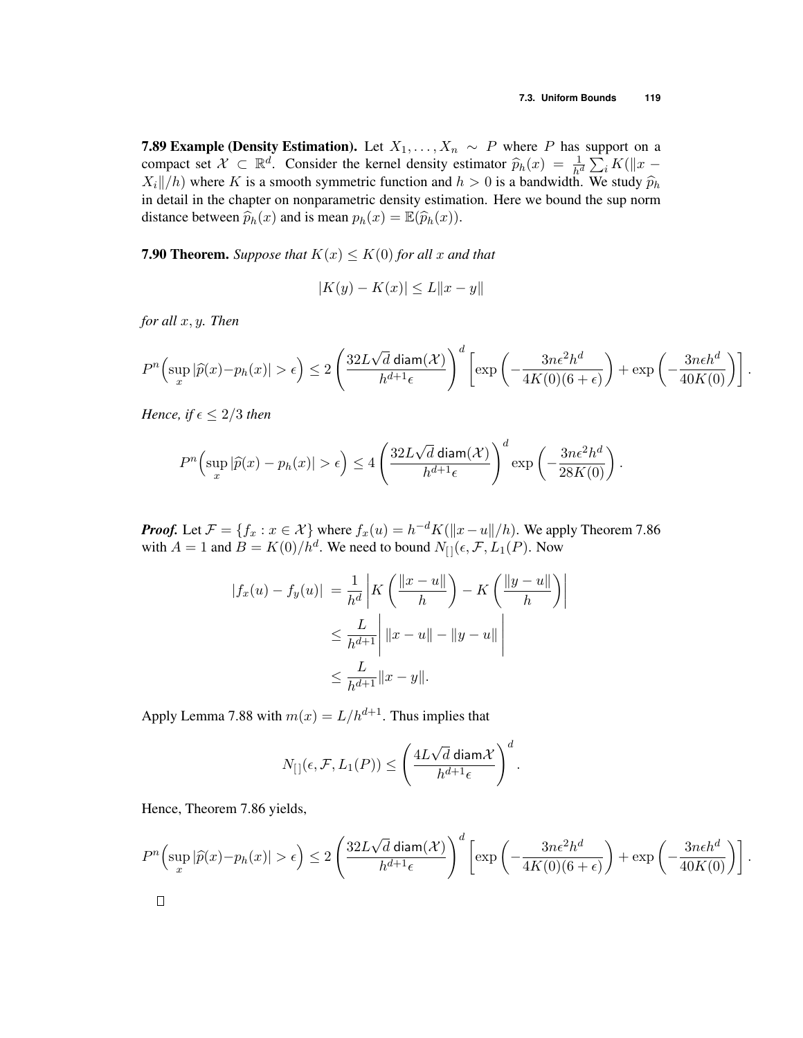**7.89 Example (Density Estimation).** Let $X_1, \ldots, X_n \sim P$ where $P$ has support on a compact set $\mathcal{X} \subset \mathbb{R}^d$. Consider the kernel density estimator $\widehat{p}_h(x) = \frac{1}{h^d}\sum_i K(\|x - X_i\|/h)$ where $K$ is a smooth symmetric function and $h > 0$ is a bandwidth. We study $\widehat{p}_h$ in detail in the chapter on nonparametric density estimation. Here we bound the sup norm distance between $\widehat{p}_h(x)$ and is mean $p_h(x) = \mathbb{E}(\widehat{p}_h(x))$.

**7.90 Theorem.** *Suppose that $K(x) \le K(0)$ for all $x$ and that*

$$|K(y) - K(x)| \le L\|x - y\|$$

*for all $x, y$. Then*

$$P^n\Big(\sup_x |\widehat{p}(x) - p_h(x)| > \epsilon\Big) \le 2\left(\frac{32L\sqrt{d}\,\mathsf{diam}(\mathcal{X})}{h^{d+1}\epsilon}\right)^d \left[\exp\left(-\frac{3n\epsilon^2 h^d}{4K(0)(6+\epsilon)}\right) + \exp\left(-\frac{3n\epsilon h^d}{40K(0)}\right)\right].$$

*Hence, if $\epsilon \le 2/3$ then*

$$P^n\Big(\sup_x |\widehat{p}(x) - p_h(x)| > \epsilon\Big) \le 4\left(\frac{32L\sqrt{d}\,\mathsf{diam}(\mathcal{X})}{h^{d+1}\epsilon}\right)^d \exp\left(-\frac{3n\epsilon^2 h^d}{28K(0)}\right).$$

***Proof.*** Let $\mathcal{F} = \{f_x : x \in \mathcal{X}\}$ where $f_x(u) = h^{-d}K(\|x - u\|/h)$. We apply Theorem 7.86 with $A = 1$ and $B = K(0)/h^d$. We need to bound $N_{[\,]}(\epsilon, \mathcal{F}, L_1(P)$. Now

$$\begin{aligned}
|f_x(u) - f_y(u)| &= \frac{1}{h^d}\left|K\left(\frac{\|x-u\|}{h}\right) - K\left(\frac{\|y-u\|}{h}\right)\right| \\
&\le \frac{L}{h^{d+1}}\Big|\, \|x-u\| - \|y-u\| \,\Big| \\
&\le \frac{L}{h^{d+1}}\|x - y\|.
\end{aligned}$$

Apply Lemma 7.88 with $m(x) = L/h^{d+1}$. Thus implies that

$$N_{[\,]}(\epsilon, \mathcal{F}, L_1(P)) \le \left(\frac{4L\sqrt{d}\,\mathsf{diam}\mathcal{X}}{h^{d+1}\epsilon}\right)^d.$$

Hence, Theorem 7.86 yields,

$$P^n\Big(\sup_x |\widehat{p}(x) - p_h(x)| > \epsilon\Big) \le 2\left(\frac{32L\sqrt{d}\,\mathsf{diam}(\mathcal{X})}{h^{d+1}\epsilon}\right)^d \left[\exp\left(-\frac{3n\epsilon^2 h^d}{4K(0)(6+\epsilon)}\right) + \exp\left(-\frac{3n\epsilon h^d}{40K(0)}\right)\right].$$

□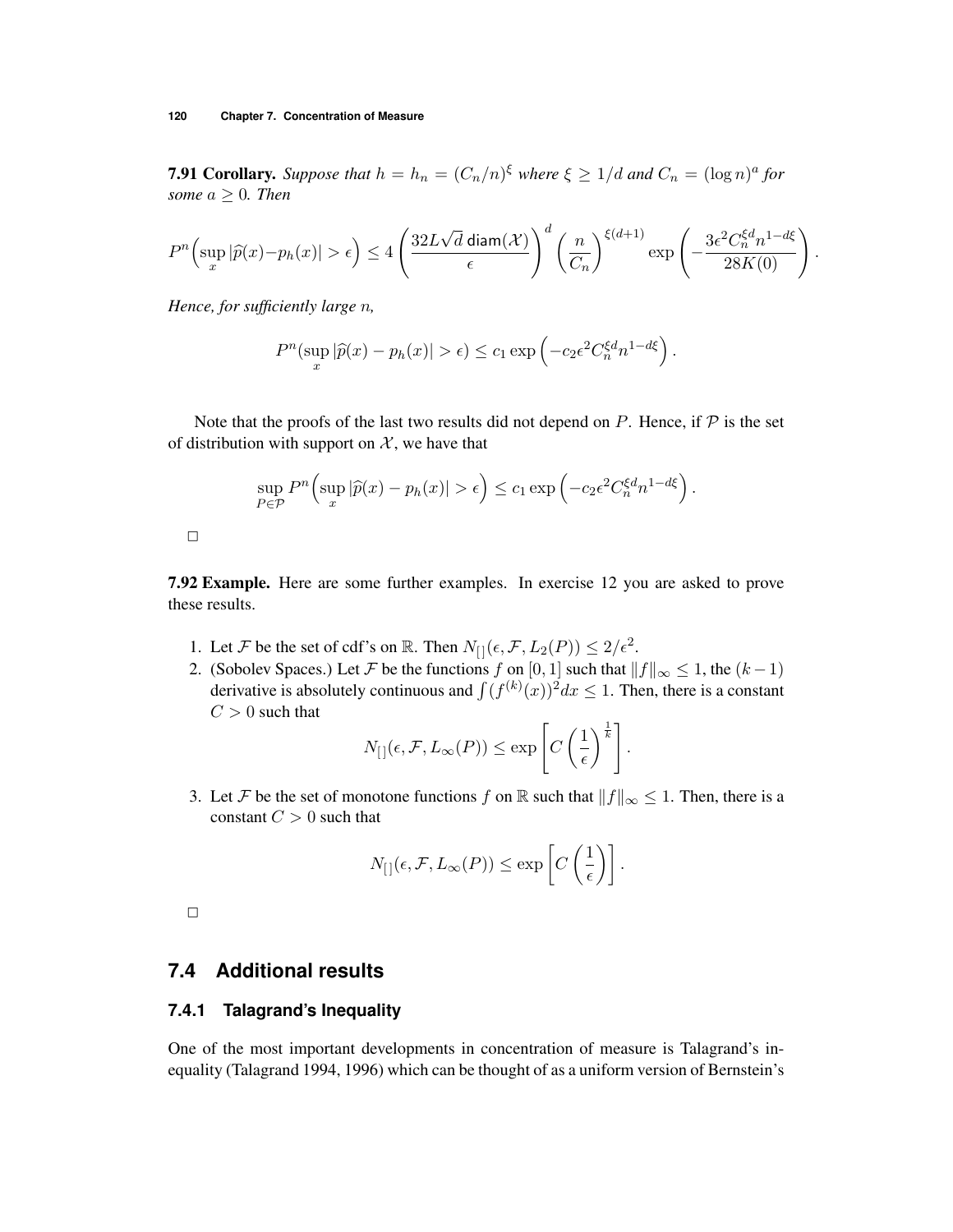**7.91 Corollary.** *Suppose that $h = h_n = (C_n/n)^{\xi}$ where $\xi \geq 1/d$ and $C_n = (\log n)^a$ for some $a \geq 0$. Then*

$$P^n\Big(\sup_x |\widehat{p}(x) - p_h(x)| > \epsilon\Big) \leq 4\left(\frac{32L\sqrt{d}\,\mathsf{diam}(\mathcal{X})}{\epsilon}\right)^d \left(\frac{n}{C_n}\right)^{\xi(d+1)} \exp\left(-\frac{3\epsilon^2 C_n^{\xi d} n^{1-d\xi}}{28K(0)}\right).$$

*Hence, for sufficiently large $n$,*

$$P^n(\sup_x |\widehat{p}(x) - p_h(x)| > \epsilon) \leq c_1 \exp\left(-c_2 \epsilon^2 C_n^{\xi d} n^{1-d\xi}\right).$$

Note that the proofs of the last two results did not depend on $P$. Hence, if $\mathcal{P}$ is the set of distribution with support on $\mathcal{X}$, we have that

$$\sup_{P \in \mathcal{P}} P^n\Big(\sup_x |\widehat{p}(x) - p_h(x)| > \epsilon\Big) \leq c_1 \exp\left(-c_2 \epsilon^2 C_n^{\xi d} n^{1-d\xi}\right).$$

□

**7.92 Example.** Here are some further examples. In exercise 12 you are asked to prove these results.

1. Let $\mathcal{F}$ be the set of cdf's on $\mathbb{R}$. Then $N_{[]}(\epsilon, \mathcal{F}, L_2(P)) \leq 2/\epsilon^2$.
2. (Sobolev Spaces.) Let $\mathcal{F}$ be the functions $f$ on $[0,1]$ such that $\|f\|_\infty \leq 1$, the $(k-1)$ derivative is absolutely continuous and $\int (f^{(k)}(x))^2 dx \leq 1$. Then, there is a constant $C > 0$ such that

$$N_{[]}(\epsilon, \mathcal{F}, L_\infty(P)) \leq \exp\left[C\left(\frac{1}{\epsilon}\right)^{\frac{1}{k}}\right].$$

3. Let $\mathcal{F}$ be the set of monotone functions $f$ on $\mathbb{R}$ such that $\|f\|_\infty \leq 1$. Then, there is a constant $C > 0$ such that

$$N_{[]}(\epsilon, \mathcal{F}, L_\infty(P)) \leq \exp\left[C\left(\frac{1}{\epsilon}\right)\right].$$

□

## 7.4 Additional results

### 7.4.1 Talagrand's Inequality

One of the most important developments in concentration of measure is Talagrand's inequality (Talagrand 1994, 1996) which can be thought of as a uniform version of Bernstein's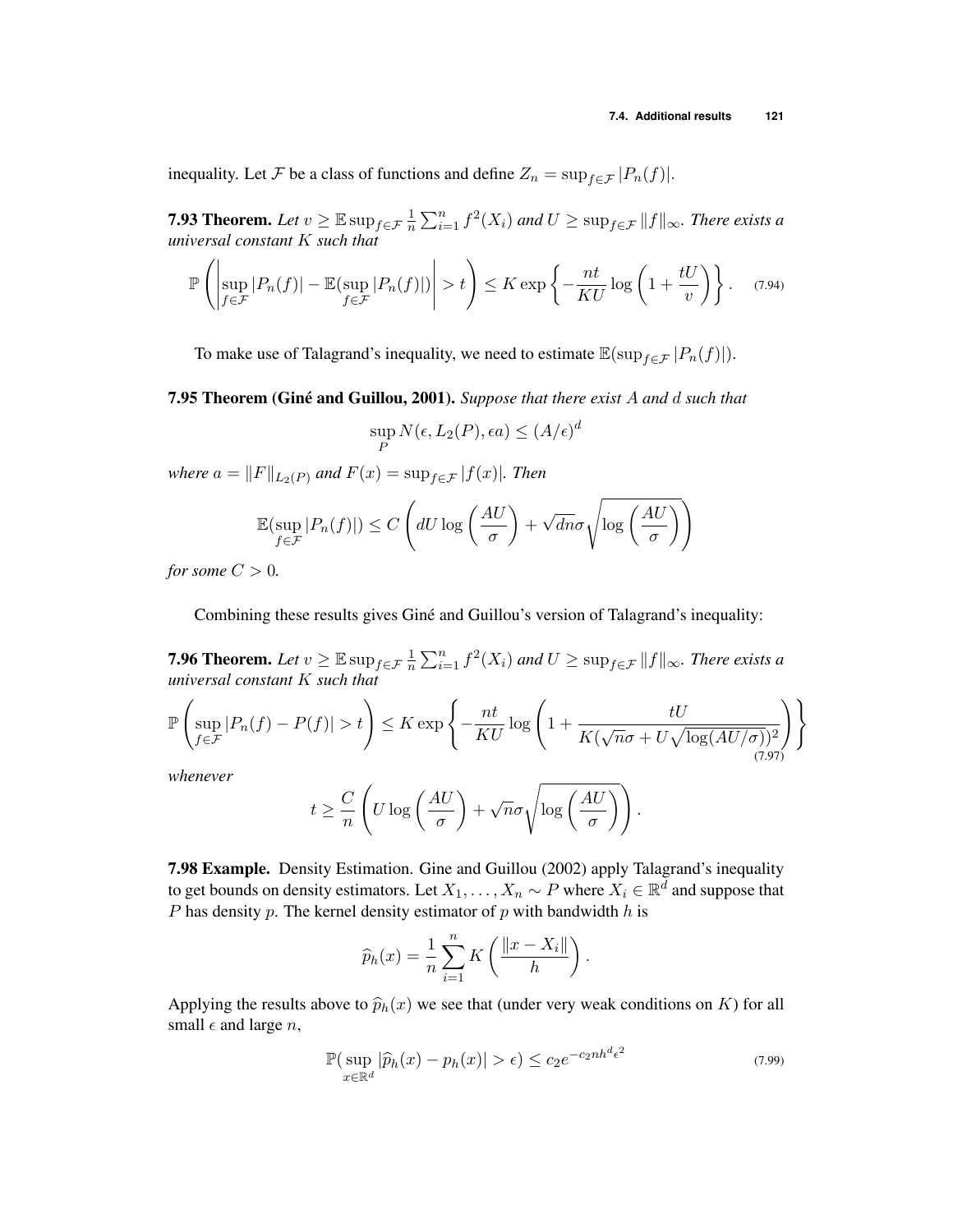inequality. Let $\mathcal{F}$ be a class of functions and define $Z_n = \sup_{f \in \mathcal{F}} |P_n(f)|$.

**7.93 Theorem.** *Let $v \geq \mathbb{E} \sup_{f \in \mathcal{F}} \frac{1}{n} \sum_{i=1}^n f^2(X_i)$ and $U \geq \sup_{f \in \mathcal{F}} \|f\|_\infty$. There exists a universal constant $K$ such that*

$$\mathbb{P}\left( \left| \sup_{f \in \mathcal{F}} |P_n(f)| - \mathbb{E}(\sup_{f \in \mathcal{F}} |P_n(f)|) \right| > t \right) \leq K \exp\left\{ -\frac{nt}{KU} \log\left(1 + \frac{tU}{v}\right) \right\}. \quad (7.94)$$

To make use of Talagrand's inequality, we need to estimate $\mathbb{E}(\sup_{f \in \mathcal{F}} |P_n(f)|)$.

**7.95 Theorem (Giné and Guillou, 2001).** *Suppose that there exist $A$ and $d$ such that*

$$\sup_P N(\epsilon, L_2(P), \epsilon a) \leq (A/\epsilon)^d$$

*where $a = \|F\|_{L_2(P)}$ and $F(x) = \sup_{f \in \mathcal{F}} |f(x)|$. Then*

$$\mathbb{E}(\sup_{f \in \mathcal{F}} |P_n(f)|) \leq C \left( dU \log\left(\frac{AU}{\sigma}\right) + \sqrt{dn}\sigma \sqrt{\log\left(\frac{AU}{\sigma}\right)} \right)$$

*for some $C > 0$.*

Combining these results gives Giné and Guillou's version of Talagrand's inequality:

**7.96 Theorem.** *Let $v \geq \mathbb{E} \sup_{f \in \mathcal{F}} \frac{1}{n} \sum_{i=1}^n f^2(X_i)$ and $U \geq \sup_{f \in \mathcal{F}} \|f\|_\infty$. There exists a universal constant $K$ such that*

$$\mathbb{P}\left( \sup_{f \in \mathcal{F}} |P_n(f) - P(f)| > t \right) \leq K \exp\left\{ -\frac{nt}{KU} \log\left(1 + \frac{tU}{K(\sqrt{n}\sigma + U\sqrt{\log(AU/\sigma)})^2}\right) \right\} \quad (7.97)$$

*whenever*

$$t \geq \frac{C}{n} \left( U \log\left(\frac{AU}{\sigma}\right) + \sqrt{n}\sigma \sqrt{\log\left(\frac{AU}{\sigma}\right)} \right).$$

**7.98 Example.** Density Estimation. Gine and Guillou (2002) apply Talagrand's inequality to get bounds on density estimators. Let $X_1, \ldots, X_n \sim P$ where $X_i \in \mathbb{R}^d$ and suppose that $P$ has density $p$. The kernel density estimator of $p$ with bandwidth $h$ is

$$\widehat{p}_h(x) = \frac{1}{n} \sum_{i=1}^n K\left(\frac{\|x - X_i\|}{h}\right).$$

Applying the results above to $\widehat{p}_h(x)$ we see that (under very weak conditions on $K$) for all small $\epsilon$ and large $n$,

$$\mathbb{P}(\sup_{x \in \mathbb{R}^d} |\widehat{p}_h(x) - p_h(x)| > \epsilon) \leq c_2 e^{-c_2 nh^d \epsilon^2} \quad (7.99)$$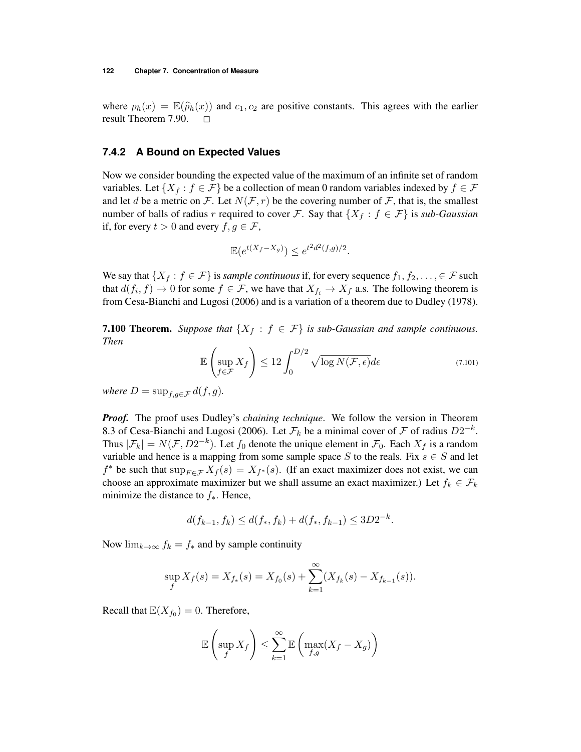where $p_h(x) = \mathbb{E}(\widehat{p}_h(x))$ and $c_1, c_2$ are positive constants. This agrees with the earlier result Theorem 7.90. $\square$

### 7.4.2 A Bound on Expected Values

Now we consider bounding the expected value of the maximum of an infinite set of random variables. Let $\{X_f : f \in \mathcal{F}\}$ be a collection of mean 0 random variables indexed by $f \in \mathcal{F}$ and let $d$ be a metric on $\mathcal{F}$. Let $N(\mathcal{F}, r)$ be the covering number of $\mathcal{F}$, that is, the smallest number of balls of radius $r$ required to cover $\mathcal{F}$. Say that $\{X_f : f \in \mathcal{F}\}$ is *sub-Gaussian* if, for every $t > 0$ and every $f, g \in \mathcal{F}$,

$$\mathbb{E}(e^{t(X_f - X_g)}) \leq e^{t^2 d^2(f,g)/2}.$$

We say that $\{X_f : f \in \mathcal{F}\}$ is *sample continuous* if, for every sequence $f_1, f_2, \ldots, \in \mathcal{F}$ such that $d(f_i, f) \to 0$ for some $f \in \mathcal{F}$, we have that $X_{f_i} \to X_f$ a.s. The following theorem is from Cesa-Bianchi and Lugosi (2006) and is a variation of a theorem due to Dudley (1978).

**7.100 Theorem.** *Suppose that $\{X_f : f \in \mathcal{F}\}$ is sub-Gaussian and sample continuous. Then*

$$\mathbb{E}\left(\sup_{f \in \mathcal{F}} X_f\right) \leq 12 \int_0^{D/2} \sqrt{\log N(\mathcal{F}, \epsilon)} d\epsilon \tag{7.101}$$

*where $D = \sup_{f,g \in \mathcal{F}} d(f, g)$.*

***Proof.*** The proof uses Dudley's *chaining technique*. We follow the version in Theorem 8.3 of Cesa-Bianchi and Lugosi (2006). Let $\mathcal{F}_k$ be a minimal cover of $\mathcal{F}$ of radius $D2^{-k}$. Thus $|\mathcal{F}_k| = N(\mathcal{F}, D2^{-k})$. Let $f_0$ denote the unique element in $\mathcal{F}_0$. Each $X_f$ is a random variable and hence is a mapping from some sample space $S$ to the reals. Fix $s \in S$ and let $f^*$ be such that $\sup_{F \in \mathcal{F}} X_f(s) = X_{f^*}(s)$. (If an exact maximizer does not exist, we can choose an approximate maximizer but we shall assume an exact maximizer.) Let $f_k \in \mathcal{F}_k$ minimize the distance to $f_*$. Hence,

$$d(f_{k-1}, f_k) \leq d(f_*, f_k) + d(f_*, f_{k-1}) \leq 3D2^{-k}.$$

Now $\lim_{k \to \infty} f_k = f_*$ and by sample continuity

$$\sup_f X_f(s) = X_{f_*}(s) = X_{f_0}(s) + \sum_{k=1}^{\infty} (X_{f_k}(s) - X_{f_{k-1}}(s)).$$

Recall that $\mathbb{E}(X_{f_0}) = 0$. Therefore,

$$\mathbb{E}\left(\sup_f X_f\right) \leq \sum_{k=1}^{\infty} \mathbb{E}\left(\max_{f,g}(X_f - X_g)\right)$$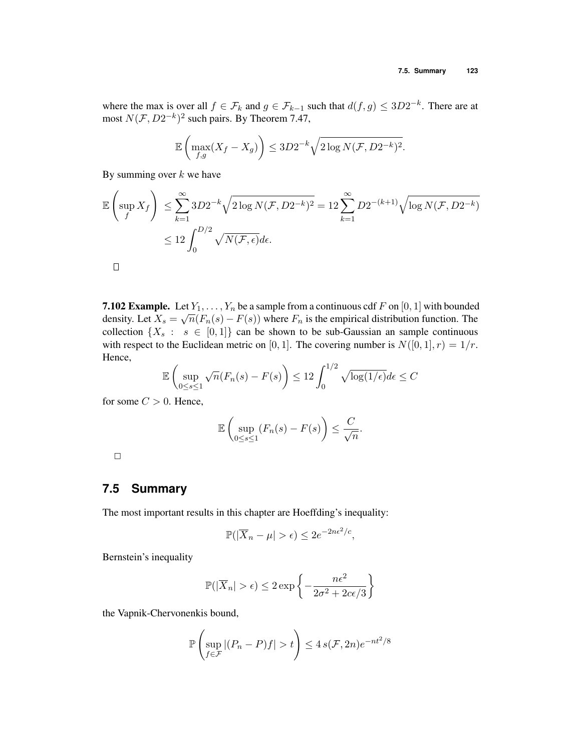where the max is over all $f \in \mathcal{F}_k$ and $g \in \mathcal{F}_{k-1}$ such that $d(f,g) \le 3D2^{-k}$. There are at most $N(\mathcal{F}, D2^{-k})^2$ such pairs. By Theorem 7.47,

$$\mathbb{E}\left(\max_{f,g}(X_f - X_g)\right) \le 3D2^{-k}\sqrt{2\log N(\mathcal{F}, D2^{-k})^2}.$$

By summing over $k$ we have

$$\begin{aligned}
\mathbb{E}\left(\sup_f X_f\right) &\le \sum_{k=1}^{\infty} 3D2^{-k}\sqrt{2\log N(\mathcal{F}, D2^{-k})^2} = 12\sum_{k=1}^{\infty} D2^{-(k+1)}\sqrt{\log N(\mathcal{F}, D2^{-k})} \\
&\le 12\int_0^{D/2} \sqrt{N(\mathcal{F}, \epsilon)}d\epsilon.
\end{aligned}$$

□

**7.102 Example.** Let $Y_1, \ldots, Y_n$ be a sample from a continuous cdf $F$ on $[0,1]$ with bounded density. Let $X_s = \sqrt{n}(F_n(s) - F(s))$ where $F_n$ is the empirical distribution function. The collection $\{X_s : s \in [0,1]\}$ can be shown to be sub-Gaussian an sample continuous with respect to the Euclidean metric on $[0,1]$. The covering number is $N([0,1], r) = 1/r$. Hence,

$$\mathbb{E}\left(\sup_{0 \le s \le 1} \sqrt{n}(F_n(s) - F(s)\right) \le 12\int_0^{1/2} \sqrt{\log(1/\epsilon)}d\epsilon \le C$$

for some $C > 0$. Hence,

$$\mathbb{E}\left(\sup_{0 \le s \le 1}(F_n(s) - F(s)\right) \le \frac{C}{\sqrt{n}}.$$

□

## 7.5 Summary

The most important results in this chapter are Hoeffding's inequality:

$$\mathbb{P}(|\overline{X}_n - \mu| > \epsilon) \le 2e^{-2n\epsilon^2/c},$$

Bernstein's inequality

$$\mathbb{P}(|\overline{X}_n| > \epsilon) \le 2\exp\left\{-\frac{n\epsilon^2}{2\sigma^2 + 2c\epsilon/3}\right\}$$

the Vapnik-Chervonenkis bound,

$$\mathbb{P}\left(\sup_{f \in \mathcal{F}} |(P_n - P)f| > t\right) \le 4\, s(\mathcal{F}, 2n)e^{-nt^2/8}$$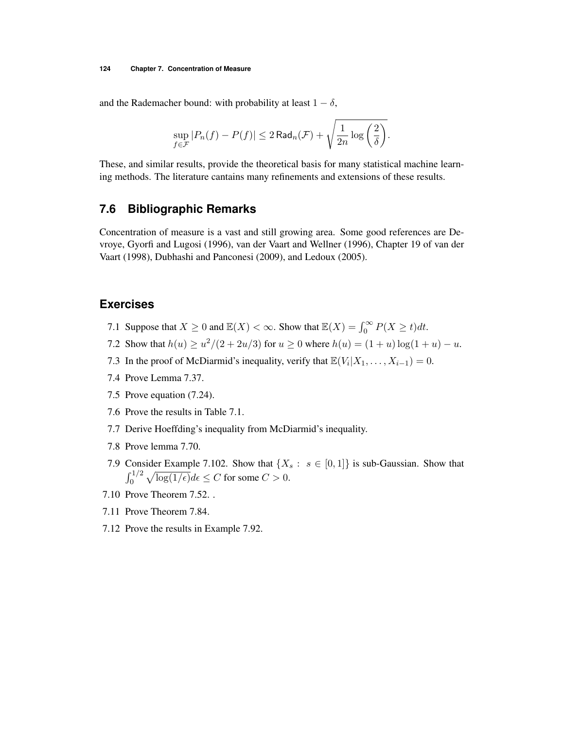and the Rademacher bound: with probability at least $1 - \delta$,

$$\sup_{f \in \mathcal{F}} |P_n(f) - P(f)| \leq 2\,\mathsf{Rad}_n(\mathcal{F}) + \sqrt{\frac{1}{2n} \log\left(\frac{2}{\delta}\right)}.$$

These, and similar results, provide the theoretical basis for many statistical machine learning methods. The literature cantains many refinements and extensions of these results.

## 7.6 Bibliographic Remarks

Concentration of measure is a vast and still growing area. Some good references are Devroye, Gyorfi and Lugosi (1996), van der Vaart and Wellner (1996), Chapter 19 of van der Vaart (1998), Dubhashi and Panconesi (2009), and Ledoux (2005).

## Exercises

7.1 Suppose that $X \geq 0$ and $\mathbb{E}(X) < \infty$. Show that $\mathbb{E}(X) = \int_0^\infty P(X \geq t)dt$.

7.2 Show that $h(u) \geq u^2/(2 + 2u/3)$ for $u \geq 0$ where $h(u) = (1 + u)\log(1 + u) - u$.

7.3 In the proof of McDiarmid's inequality, verify that $\mathbb{E}(V_i|X_1, \ldots, X_{i-1}) = 0$.

7.4 Prove Lemma 7.37.

7.5 Prove equation (7.24).

7.6 Prove the results in Table 7.1.

7.7 Derive Hoeffding's inequality from McDiarmid's inequality.

7.8 Prove lemma 7.70.

7.9 Consider Example 7.102. Show that $\{X_s : \ s \in [0, 1]\}$ is sub-Gaussian. Show that $\int_0^{1/2} \sqrt{\log(1/\epsilon)}d\epsilon \leq C$ for some $C > 0$.

7.10 Prove Theorem 7.52. .

7.11 Prove Theorem 7.84.

7.12 Prove the results in Example 7.92.